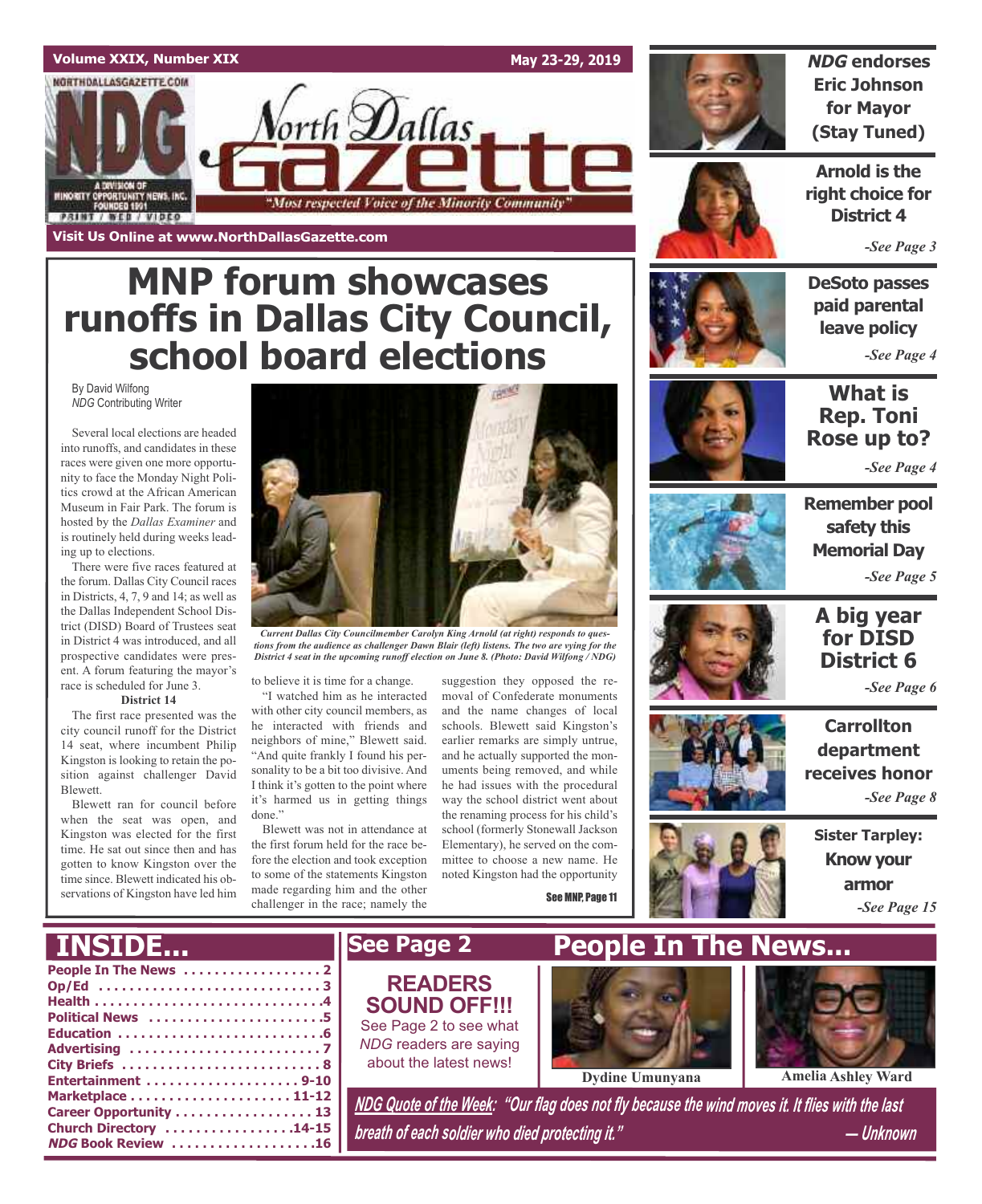Volume XXIX, Number XIX — May 23-29, 2019

# North Dallas Gazette

"Most respected Voice of the Minority Community"

Visit Us Online at www.NorthDallasGazette.com

# MNP forum showcases runoffs in Dallas City Council, school board elections

By David Wilfong
*NDG* Contributing Writer

Several local elections are headed into runoffs, and candidates in these races were given one more opportunity to face the Monday Night Politics crowd at the African American Museum in Fair Park. The forum is hosted by the *Dallas Examiner* and is routinely held during weeks leading up to elections.

There were five races featured at the forum. Dallas City Council races in Districts, 4, 7, 9 and 14; as well as the Dallas Independent School District (DISD) Board of Trustees seat in District 4 was introduced, and all prospective candidates were present. A forum featuring the mayor's race is scheduled for June 3.

**District 14**

The first race presented was the city council runoff for the District 14 seat, where incumbent Philip Kingston is looking to retain the position against challenger David Blewett.

Blewett ran for council before when the seat was open, and Kingston was elected for the first time. He sat out since then and has gotten to know Kingston over the time since. Blewett indicated his observations of Kingston have led him to believe it is time for a change.

"I watched him as he interacted with other city council members, as he interacted with friends and neighbors of mine," Blewett said. "And quite frankly I found his personality to be a bit too divisive. And I think it's gotten to the point where it's harmed us in getting things done."

Blewett was not in attendance at the first forum held for the race before the election and took exception to some of the statements Kingston made regarding him and the other challenger in the race; namely the suggestion they opposed the removal of Confederate monuments and the name changes of local schools. Blewett said Kingston's earlier remarks are simply untrue, and he actually supported the monuments being removed, and while he had issues with the procedural way the school district went about the renaming process for his child's school (formerly Stonewall Jackson Elementary), he served on the committee to choose a new name. He noted Kingston had the opportunity

See MNP, Page 11

*Current Dallas City Councilmember Carolyn King Arnold (at right) responds to questions from the audience as challenger Dawn Blair (left) listens. The two are vying for the District 4 seat in the upcoming runoff election on June 8. (Photo: David Wilfong / NDG)*

---

***NDG* endorses Eric Johnson for Mayor (Stay Tuned)**

**Arnold is the right choice for District 4**
-See Page 3

**DeSoto passes paid parental leave policy**
-See Page 4

**What is Rep. Toni Rose up to?**
-See Page 4

**Remember pool safety this Memorial Day**
-See Page 5

**A big year for DISD District 6**
-See Page 6

**Carrollton department receives honor**
-See Page 8

**Sister Tarpley: Know your armor**
-See Page 15

---

## INSIDE...

- People In The News ..... 2
- Op/Ed ..... 3
- Health ..... 4
- Political News ..... 5
- Education ..... 6
- Advertising ..... 7
- City Briefs ..... 8
- Entertainment ..... 9-10
- Marketplace ..... 11-12
- Career Opportunity ..... 13
- Church Directory ..... 14-15
- *NDG* Book Review ..... 16

## See Page 2

**READERS SOUND OFF!!!**
See Page 2 to see what *NDG* readers are saying about the latest news!

## People In The News...

Dydine Umunyana

Amelia Ashley Ward

*NDG Quote of the Week: "Our flag does not fly because the wind moves it. It flies with the last breath of each soldier who died protecting it." — Unknown*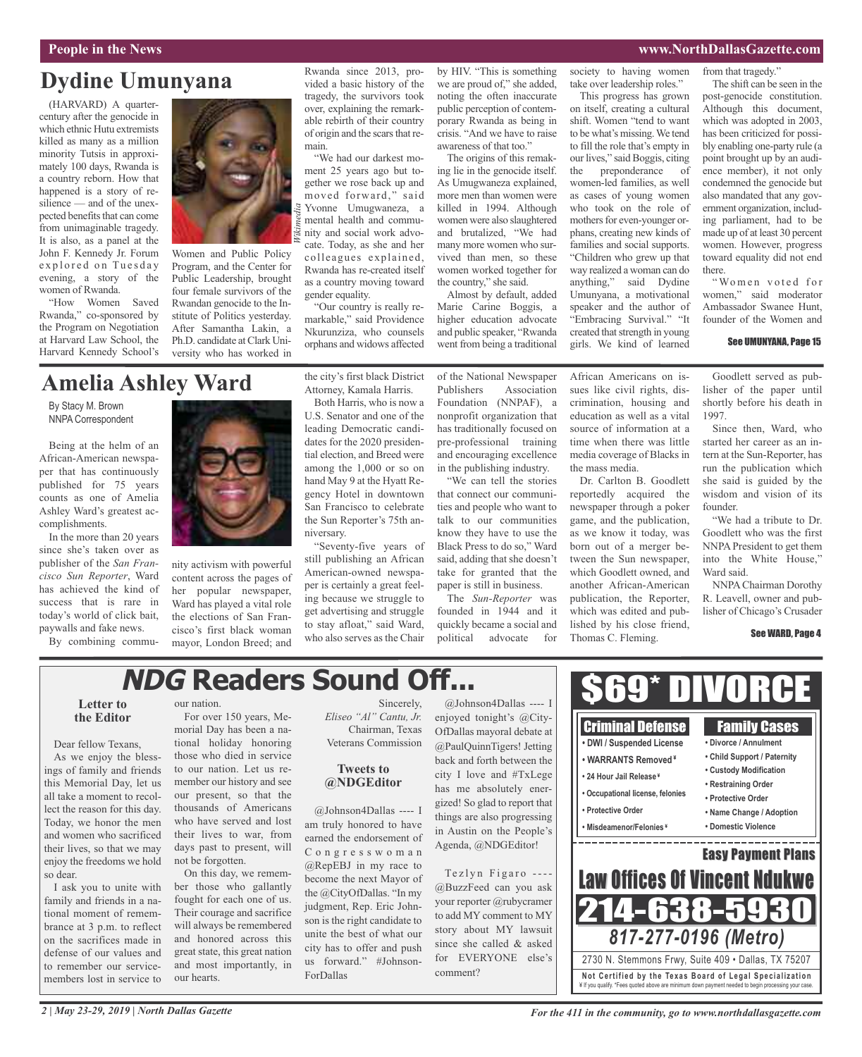## Dydine Umunyana

(HARVARD) A quarter-century after the genocide in which ethnic Hutu extremists killed as many as a million minority Tutsis in approximately 100 days, Rwanda is a country reborn. How that happened is a story of resilience — and of the unexpected benefits that can come from unimaginable tragedy. It is also, as a panel at the John F. Kennedy Jr. Forum explored on Tuesday evening, a story of the women of Rwanda.

"How Women Saved Rwanda," co-sponsored by the Program on Negotiation at Harvard Law School, the Harvard Kennedy School's Women and Public Policy Program, and the Center for Public Leadership, brought four female survivors of the Rwandan genocide to the Institute of Politics yesterday. After Samantha Lakin, a Ph.D. candidate at Clark University who has worked in Rwanda since 2013, provided a basic history of the tragedy, the survivors took over, explaining the remarkable rebirth of their country of origin and the scars that remain.

"We had our darkest moment 25 years ago but together we rose back up and moved forward," said Yvonne Umugwaneza, a mental health and community and social work advocate. Today, as she and her colleagues explained, Rwanda has re-created itself as a country moving toward gender equality.

"Our country is really remarkable," said Providence Nkurunziza, who counsels orphans and widows affected by HIV. "This is something we are proud of," she added, noting the often inaccurate public perception of contemporary Rwanda as being in crisis. "And we have to raise awareness of that too."

The origins of this remaking lie in the genocide itself. As Umugwaneza explained, more men than women were killed in 1994. Although women were also slaughtered and brutalized, "We had many more women who survived than men, so these women worked together for the country," she said.

Almost by default, added Marie Carine Boggis, a higher education advocate and public speaker, "Rwanda went from being a traditional society to having women take over leadership roles."

This progress has grown on itself, creating a cultural shift. Women "tend to want to be what's missing. We tend to fill the role that's empty in our lives," said Boggis, citing the preponderance of women-led families, as well as cases of young women who took on the role of mothers for even-younger orphans, creating new kinds of families and social supports. "Children who grew up that way realized a woman can do anything," said Dydine Umunyana, a motivational speaker and the author of "Embracing Survival." "It created that strength in young girls. We kind of learned from that tragedy."

The shift can be seen in the post-genocide constitution. Although this document, which was adopted in 2003, has been criticized for possibly enabling one-party rule (a point brought up by an audience member), it not only condemned the genocide but also mandated that any government organization, including parliament, had to be made up of at least 30 percent women. However, progress toward equality did not end there.

"Women voted for women," said moderator Ambassador Swanee Hunt, founder of the Women and

**See UMUNYANA, Page 15**

## Amelia Ashley Ward

By Stacy M. Brown
NNPA Correspondent

Being at the helm of an African-American newspaper that has continuously published for 75 years counts as one of Amelia Ashley Ward's greatest accomplishments.

In the more than 20 years since she's taken over as publisher of the *San Francisco Sun Reporter*, Ward has achieved the kind of success that is rare in today's world of click bait, paywalls and fake news.

By combining community activism with powerful content across the pages of her popular newspaper, Ward has played a vital role the elections of San Francisco's first black woman mayor, London Breed; and the city's first black District Attorney, Kamala Harris.

Both Harris, who is now a U.S. Senator and one of the leading Democratic candidates for the 2020 presidential election, and Breed were among the 1,000 or so on hand May 9 at the Hyatt Regency Hotel in downtown San Francisco to celebrate the Sun Reporter's 75th anniversary.

"Seventy-five years of still publishing an African American-owned newspaper is certainly a great feeling because we struggle to get advertising and struggle to stay afloat," said Ward, who also serves as the Chair of the National Newspaper Publishers Association Foundation (NNPAF), a nonprofit organization that has traditionally focused on pre-professional training and encouraging excellence in the publishing industry.

"We can tell the stories that connect our communities and people who want to talk to our communities know they have to use the Black Press to do so," Ward said, adding that she doesn't take for granted that the paper is still in business.

The *Sun-Reporter* was founded in 1944 and it quickly became a social and political advocate for African Americans on issues like civil rights, discrimination, housing and education as well as a vital source of information at a time when there was little media coverage of Blacks in the mass media.

Dr. Carlton B. Goodlett reportedly acquired the newspaper through a poker game, and the publication, as we know it today, was born out of a merger between the Sun newspaper, which Goodlett owned, and another African-American publication, the Reporter, which was edited and published by his close friend, Thomas C. Fleming.

Goodlett served as publisher of the paper until shortly before his death in 1997.

Since then, Ward, who started her career as an intern at the Sun-Reporter, has run the publication which she said is guided by the wisdom and vision of its founder.

"We had a tribute to Dr. Goodlett who was the first NNPA President to get them into the White House," Ward said.

NNPA Chairman Dorothy R. Leavell, owner and publisher of Chicago's Crusader

**See WARD, Page 4**

## *NDG* Readers Sound Off...

### Letter to the Editor

Dear fellow Texans,

As we enjoy the blessings of family and friends this Memorial Day, let us all take a moment to recollect the reason for this day. Today, we honor the men and women who sacrificed their lives, so that we may enjoy the freedoms we hold so dear.

I ask you to unite with family and friends in a national moment of remembrance at 3 p.m. to reflect on the sacrifices made in defense of our values and to remember our servicemembers lost in service to our nation.

For over 150 years, Memorial Day has been a national holiday honoring those who died in service to our nation. Let us remember our history and see our present, so that the thousands of Americans who have served and lost their lives to war, from days past to present, will not be forgotten.

On this day, we remember those who gallantly fought for each one of us. Their courage and sacrifice will always be remembered and honored across this great state, this great nation and most importantly, in our hearts.

Sincerely,
*Eliseo "Al" Cantu, Jr.*
Chairman, Texas Veterans Commission

### Tweets to @NDGEditor

@Johnson4Dallas ---- I am truly honored to have earned the endorsement of Congresswoman @RepEBJ in my race to become the next Mayor of the @CityOfDallas. "In my judgment, Rep. Eric Johnson is the right candidate to unite the best of what our city has to offer and push us forward." #JohnsonForDallas

@Johnson4Dallas ---- I enjoyed tonight's @CityOfDallas mayoral debate at @PaulQuinnTigers! Jetting back and forth between the city I love and #TxLege has me absolutely energized! So glad to report that things are also progressing in Austin on the People's Agenda, @NDGEditor!

Tezlyn Figaro ---- @BuzzFeed can you ask your reporter @rubycramer to add MY comment to MY story about MY lawsuit since she called & asked for EVERYONE else's comment?

---

**$69* DIVORCE**

**Criminal Defense**
- DWI / Suspended License
- WARRANTS Removed¥
- 24 Hour Jail Release¥
- Occupational license, felonies
- Protective Order
- Misdeamenor/Felonies¥

**Family Cases**
- Divorce / Annulment
- Child Support / Paternity
- Custody Modification
- Restraining Order
- Protective Order
- Name Change / Adoption
- Domestic Violence

**Easy Payment Plans**

**Law Offices Of Vincent Ndukwe**
**214-638-5930**
*817-277-0196 (Metro)*
2730 N. Stemmons Frwy, Suite 409 • Dallas, TX 75207
**Not Certified by the Texas Board of Legal Specialization**
¥ If you qualify. *Fees quoted above are minimum down payment needed to begin processing your case.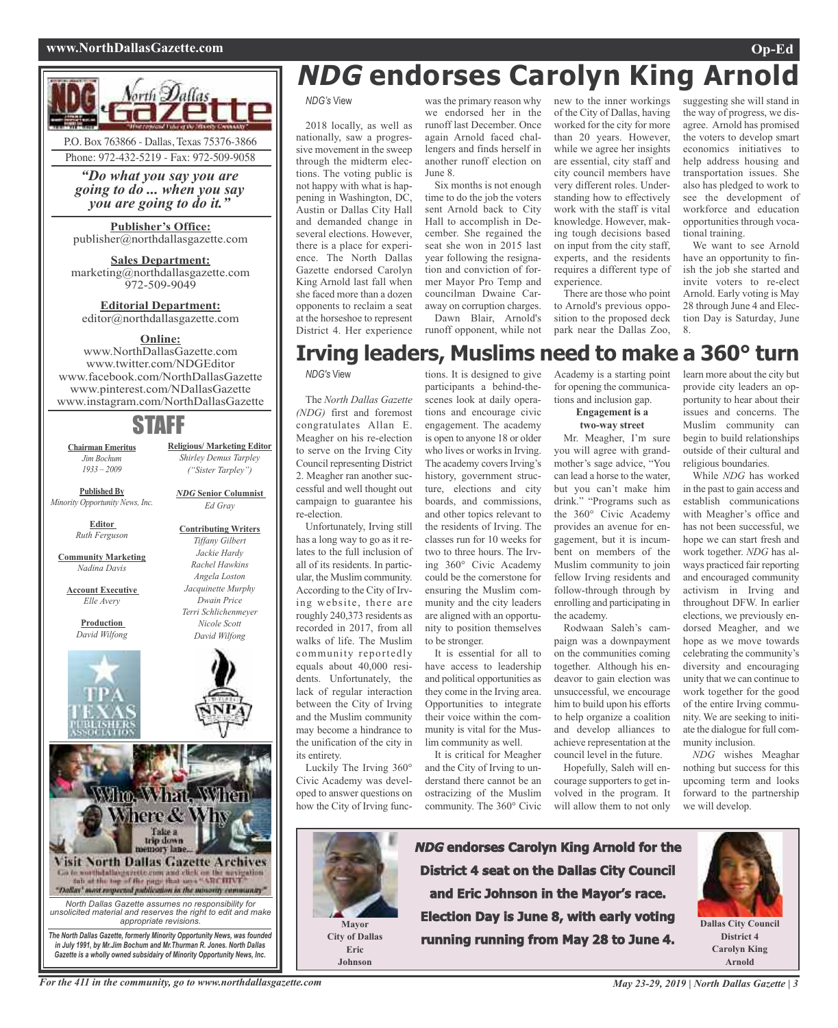# *NDG* endorses Carolyn King Arnold

*NDG's* View

2018 locally, as well as nationally, saw a progressive movement in the sweep through the midterm elections. The voting public is not happy with what is happening in Washington, DC, Austin or Dallas City Hall and demanded change in several elections. However, there is a place for experience. The North Dallas Gazette endorsed Carolyn King Arnold last fall when she faced more than a dozen opponents to reclaim a seat at the horseshoe to represent District 4. Her experience was the primary reason why we endorsed her in the runoff last December. Once again Arnold faced challengers and finds herself in another runoff election on June 8.

Six months is not enough time to do the job the voters sent Arnold back to City Hall to accomplish in December. She regained the seat she won in 2015 last year following the resignation and conviction of former Mayor Pro Temp and councilman Dwaine Caraway on corruption charges.

Dawn Blair, Arnold's runoff opponent, while not new to the inner workings of the City of Dallas, having worked for the city for more than 20 years. However, while we agree her insights are essential, city staff and city council members have very different roles. Understanding how to effectively work with the staff is vital knowledge. However, making tough decisions based on input from the city staff, experts, and the residents requires a different type of experience.

There are those who point to Arnold's previous opposition to the proposed deck park near the Dallas Zoo, suggesting she will stand in the way of progress, we disagree. Arnold has promised the voters to develop smart economics initiatives to help address housing and transportation issues. She also has pledged to work to see the development of workforce and education opportunities through vocational training.

We want to see Arnold have an opportunity to finish the job she started and invite voters to re-elect Arnold. Early voting is May 28 through June 4 and Election Day is Saturday, June 8.

# Irving leaders, Muslims need to make a 360° turn

*NDG's* View

The *North Dallas Gazette (NDG)* first and foremost congratulates Allan E. Meagher on his re-election to serve on the Irving City Council representing District 2. Meagher ran another successful and well thought out campaign to guarantee his re-election.

Unfortunately, Irving still has a long way to go as it relates to the full inclusion of all of its residents. In particular, the Muslim community. According to the City of Irving website, there are roughly 240,373 residents as recorded in 2017, from all walks of life. The Muslim community reportedly equals about 40,000 residents. Unfortunately, the lack of regular interaction between the City of Irving and the Muslim community may become a hindrance to the unification of the city in its entirety.

Luckily The Irving 360° Civic Academy was developed to answer questions on how the City of Irving functions. It is designed to give participants a behind-the-scenes look at daily operations and encourage civic engagement. The academy is open to anyone 18 or older who lives or works in Irving. The academy covers Irving's history, government structure, elections and city boards, and commissions, and other topics relevant to the residents of Irving. The classes run for 10 weeks for two to three hours. The Irving 360° Civic Academy could be the cornerstone for ensuring the Muslim community and the city leaders are aligned with an opportunity to position themselves to be stronger.

It is essential for all to have access to leadership and political opportunities as they come in the Irving area. Opportunities to integrate their voice within the community is vital for the Muslim community as well.

It is critical for Meagher and the City of Irving to understand there cannot be an ostracizing of the Muslim community. The 360° Civic Academy is a starting point for opening the communications and inclusion gap.

**Engagement is a two-way street**

Mr. Meagher, I'm sure you will agree with grandmother's sage advice, "You can lead a horse to the water, but you can't make him drink." "Programs such as the 360° Civic Academy provides an avenue for engagement, but it is incumbent on members of the Muslim community to join fellow Irving residents and follow-through through by enrolling and participating in the academy.

Rodwaan Saleh's campaign was a downpayment on the communities coming together. Although his endeavor to gain election was unsuccessful, we encourage him to build upon his efforts to help organize a coalition and develop alliances to achieve representation at the council level in the future.

Hopefully, Saleh will encourage supporters to get involved in the program. It will allow them to not only learn more about the city but provide city leaders an opportunity to hear about their issues and concerns. The Muslim community can begin to build relationships outside of their cultural and religious boundaries.

While *NDG* has worked in the past to gain access and establish communications with Meagher's office and has not been successful, we hope we can start fresh and work together. *NDG* has always practiced fair reporting and encouraged community activism in Irving and throughout DFW. In earlier elections, we previously endorsed Meagher, and we hope as we move towards celebrating the community's diversity and encouraging unity that we can continue to work together for the good of the entire Irving community. We are seeking to initiate the dialogue for full community inclusion.

*NDG* wishes Meaghar nothing but success for this upcoming term and looks forward to the partnership we will develop.

---

**Mayor City of Dallas Eric Johnson**

***NDG* endorses Carolyn King Arnold for the District 4 seat on the Dallas City Council and Eric Johnson in the Mayor's race. Election Day is June 8, with early voting running running from May 28 to June 4.**

**Dallas City Council District 4 Carolyn King Arnold**

---

P.O. Box 763866 - Dallas, Texas 75376-3866
Phone: 972-432-5219 - Fax: 972-509-9058

***"Do what you say you are going to do ... when you say you are going to do it."***

**Publisher's Office:**
publisher@northdallasgazette.com

**Sales Department:**
marketing@northdallasgazette.com
972-509-9049

**Editorial Department:**
editor@northdallasgazette.com

**Online:**
www.NorthDallasGazette.com
www.twitter.com/NDGEditor
www.facebook.com/NorthDallasGazette
www.pinterest.com/NDallasGazette
www.instagram.com/NorthDallasGazette

## STAFF

**Chairman Emeritus**
*Jim Bochum 1933 – 2009*

**Published By**
*Minority Opportunity News, Inc.*

**Editor**
*Ruth Ferguson*

**Community Marketing**
*Nadina Davis*

**Account Executive**
*Elle Avery*

**Production**
*David Wilfong*

**Religious/ Marketing Editor**
*Shirley Demus Tarpley ("Sister Tarpley")*

***NDG* Senior Columnist**
*Ed Gray*

**Contributing Writers**
*Tiffany Gilbert*
*Jackie Hardy*
*Rachel Hawkins*
*Angela Loston*
*Jacquinette Murphy*
*Dwain Price*
*Terri Schlichenmeyer*
*Nicole Scott*
*David Wilfong*

Who, What, When Where & Why
Take a trip down memory lane...
Visit North Dallas Gazette Archives
Go to northdallasgazette.com and click on the navigation tab at the top of the page that says "ARCHIVE"
"Dallas' most respected publication in the minority community"

*North Dallas Gazette assumes no responsibility for unsolicited material and reserves the right to edit and make appropriate revisions.*

***The North Dallas Gazette, formerly Minority Opportunity News, was founded in July 1991, by Mr.Jim Bochum and Mr.Thurman R. Jones. North Dallas Gazette is a wholly owned subsidairy of Minority Opportunity News, Inc.***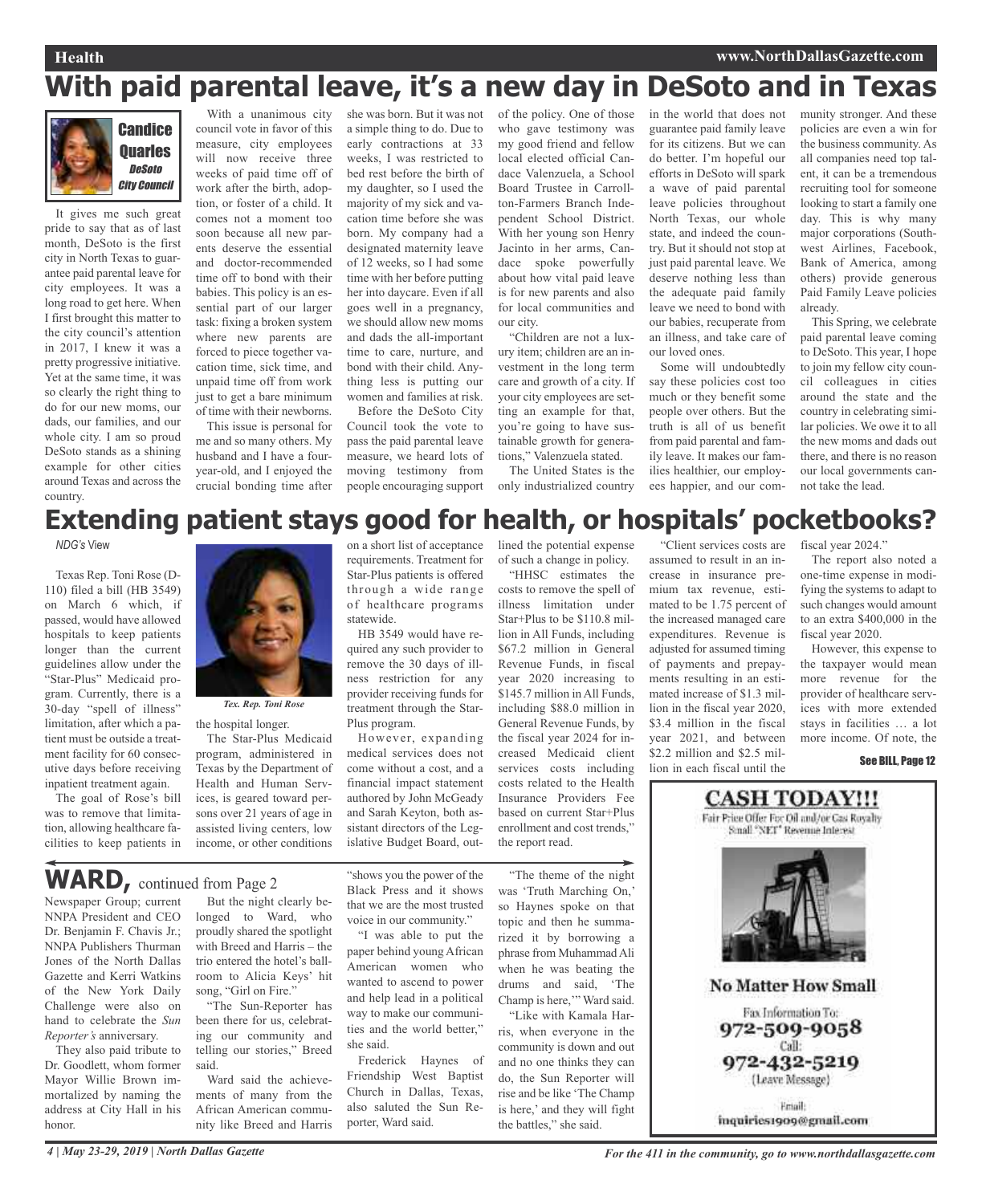# With paid parental leave, it's a new day in DeSoto and in Texas

**Candice Quarles**
*DeSoto City Council*

It gives me such great pride to say that as of last month, DeSoto is the first city in North Texas to guarantee paid parental leave for city employees. It was a long road to get here. When I first brought this matter to the city council's attention in 2017, I knew it was a pretty progressive initiative. Yet at the same time, it was so clearly the right thing to do for our new moms, our dads, our families, and our whole city. I am so proud DeSoto stands as a shining example for other cities around Texas and across the country.

With a unanimous city council vote in favor of this measure, city employees will now receive three weeks of paid time off of work after the birth, adoption, or foster of a child. It comes not a moment too soon because all new parents deserve the essential and doctor-recommended time off to bond with their babies. This policy is an essential part of our larger task: fixing a broken system where new parents are forced to piece together vacation time, sick time, and unpaid time off from work just to get a bare minimum of time with their newborns.

This issue is personal for me and so many others. My husband and I have a four-year-old, and I enjoyed the crucial bonding time after she was born. But it was not a simple thing to do. Due to early contractions at 33 weeks, I was restricted to bed rest before the birth of my daughter, so I used the majority of my sick and vacation time before she was born. My company had a designated maternity leave of 12 weeks, so I had some time with her before putting her into daycare. Even if all goes well in a pregnancy, we should allow new moms and dads the all-important time to care, nurture, and bond with their child. Anything less is putting our women and families at risk.

Before the DeSoto City Council took the vote to pass the paid parental leave measure, we heard lots of moving testimony from people encouraging support of the policy. One of those who gave testimony was my good friend and fellow local elected official Candace Valenzuela, a School Board Trustee in Carrollton-Farmers Branch Independent School District. With her young son Henry Jacinto in her arms, Candace spoke powerfully about how vital paid leave is for new parents and also for local communities and our city.

"Children are not a luxury item; children are an investment in the long term care and growth of a city. If your city employees are setting an example for that, you're going to have sustainable growth for generations," Valenzuela stated.

The United States is the only industrialized country in the world that does not guarantee paid family leave for its citizens. But we can do better. I'm hopeful our efforts in DeSoto will spark a wave of paid parental leave policies throughout North Texas, our whole state, and indeed the country. But it should not stop at just paid parental leave. We deserve nothing less than the adequate paid family leave we need to bond with our babies, recuperate from an illness, and take care of our loved ones.

Some will undoubtedly say these policies cost too much or they benefit some people over others. But the truth is all of us benefit from paid parental and family leave. It makes our families healthier, our employees happier, and our community stronger. And these policies are even a win for the business community. As all companies need top talent, it can be a tremendous recruiting tool for someone looking to start a family one day. This is why many major corporations (Southwest Airlines, Facebook, Bank of America, among others) provide generous Paid Family Leave policies already.

This Spring, we celebrate paid parental leave coming to DeSoto. This year, I hope to join my fellow city council colleagues in cities around the state and the country in celebrating similar policies. We owe it to all the new moms and dads out there, and there is no reason our local governments cannot take the lead.

# Extending patient stays good for health, or hospitals' pocketbooks?

*NDG's View*

Texas Rep. Toni Rose (D-110) filed a bill (HB 3549) on March 6 which, if passed, would have allowed hospitals to keep patients longer than the current guidelines allow under the "Star-Plus" Medicaid program. Currently, there is a 30-day "spell of illness" limitation, after which a patient must be outside a treatment facility for 60 consecutive days before receiving inpatient treatment again.

The goal of Rose's bill was to remove that limitation, allowing healthcare facilities to keep patients in the hospital longer.

*Tex. Rep. Toni Rose*

The Star-Plus Medicaid program, administered in Texas by the Department of Health and Human Services, is geared toward persons over 21 years of age in assisted living centers, low income, or other conditions on a short list of acceptance requirements. Treatment for Star-Plus patients is offered through a wide range of healthcare programs statewide.

HB 3549 would have required any such provider to remove the 30 days of illness restriction for any provider receiving funds for treatment through the Star-Plus program.

However, expanding medical services does not come without a cost, and a financial impact statement authored by John McGeady and Sarah Keyton, both assistant directors of the Legislative Budget Board, outlined the potential expense of such a change in policy.

"HHSC estimates the costs to remove the spell of illness limitation under Star+Plus to be $110.8 million in All Funds, including $67.2 million in General Revenue Funds, in fiscal year 2020 increasing to $145.7 million in All Funds, including $88.0 million in General Revenue Funds, by the fiscal year 2024 for increased Medicaid client services costs including costs related to the Health Insurance Providers Fee based on current Star+Plus enrollment and cost trends," the report read.

"Client services costs are assumed to result in an increase in insurance premium tax revenue, estimated to be 1.75 percent of the increased managed care expenditures. Revenue is adjusted for assumed timing of payments and prepayments resulting in an estimated increase of $1.3 million in the fiscal year 2020, $3.4 million in the fiscal year 2021, and between $2.2 million and $2.5 million in each fiscal until the fiscal year 2024."

The report also noted a one-time expense in modifying the systems to adapt to such changes would amount to an extra $400,000 in the fiscal year 2020.

However, this expense to the taxpayer would mean more revenue for the provider of healthcare services with more extended stays in facilities … a lot more income. Of note, the

See BILL, Page 12

**CASH TODAY!!!**
Fair Price Offer For Oil and/or Gas Royalty
Small "NET" Revenue Interest

**No Matter How Small**

Fax Information To:
972-509-9058
Call:
972-432-5219
(Leave Message)

Email:
inquiries1909@gmail.com

# WARD, continued from Page 2

Newspaper Group; current NNPA President and CEO Dr. Benjamin F. Chavis Jr.; NNPA Publishers Thurman Jones of the North Dallas Gazette and Kerri Watkins of the New York Daily Challenge were also on hand to celebrate the *Sun Reporter's* anniversary.

They also paid tribute to Dr. Goodlett, whom former Mayor Willie Brown immortalized by naming the address at City Hall in his honor.

But the night clearly belonged to Ward, who proudly shared the spotlight with Breed and Harris – the trio entered the hotel's ballroom to Alicia Keys' hit song, "Girl on Fire."

"The Sun-Reporter has been there for us, celebrating our community and telling our stories," Breed said.

Ward said the achievements of many from the African American community like Breed and Harris "shows you the power of the Black Press and it shows that we are the most trusted voice in our community."

"I was able to put the paper behind young African American women who wanted to ascend to power and help lead in a political way to make our communities and the world better," she said.

Frederick Haynes of Friendship West Baptist Church in Dallas, Texas, also saluted the Sun Reporter, Ward said.

"The theme of the night was 'Truth Marching On,' so Haynes spoke on that topic and then he summarized it by borrowing a phrase from Muhammad Ali when he was beating the drums and said, 'The Champ is here,'" Ward said.

"Like with Kamala Harris, when everyone in the community is down and out and no one thinks they can do, the Sun Reporter will rise and be like 'The Champ is here,' and they will fight the battles," she said.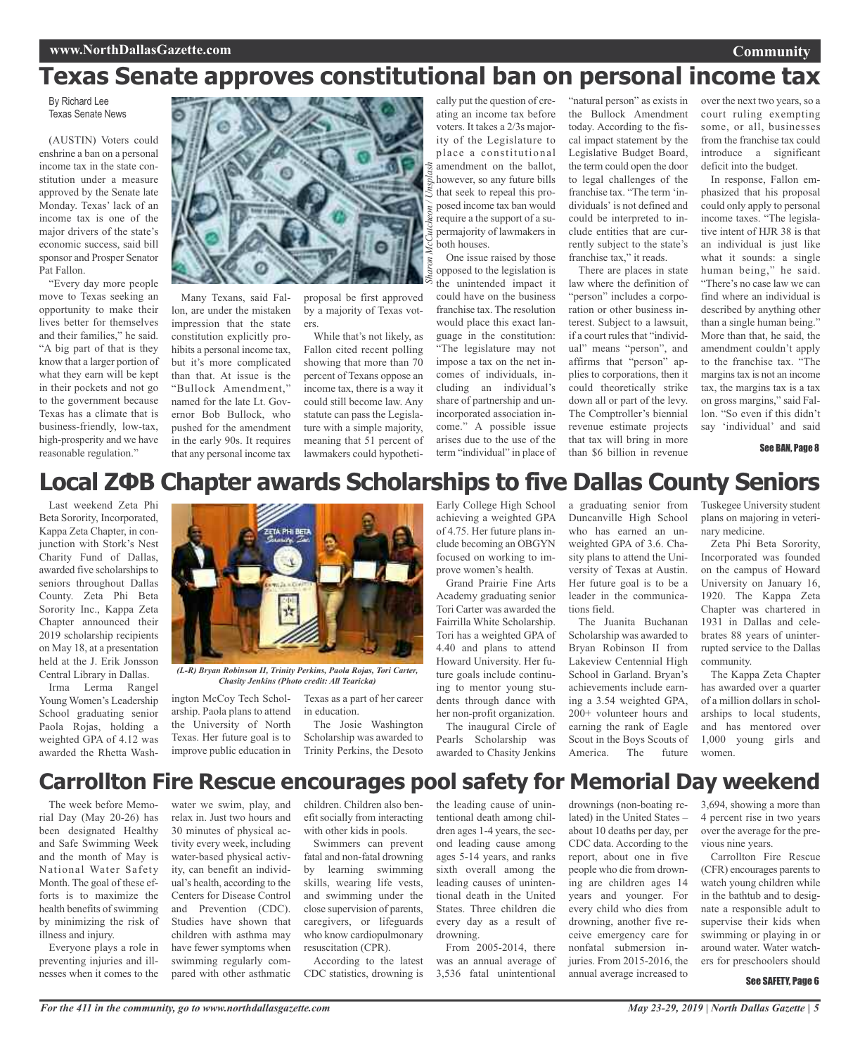# Texas Senate approves constitutional ban on personal income tax

By Richard Lee
Texas Senate News

(AUSTIN) Voters could enshrine a ban on a personal income tax in the state constitution under a measure approved by the Senate late Monday. Texas' lack of an income tax is one of the major drivers of the state's economic success, said bill sponsor and Prosper Senator Pat Fallon.

"Every day more people move to Texas seeking an opportunity to make their lives better for themselves and their families," he said. "A big part of that is they know that a larger portion of what they earn will be kept in their pockets and not go to the government because Texas has a climate that is business-friendly, low-tax, high-prosperity and we have reasonable regulation."

*Sharon McCutcheon / Unsplash*

Many Texans, said Fallon, are under the mistaken impression that the state constitution explicitly prohibits a personal income tax, but it's more complicated than that. At issue is the "Bullock Amendment," named for the late Lt. Governor Bob Bullock, who pushed for the amendment in the early 90s. It requires that any personal income tax proposal be first approved by a majority of Texas voters.

While that's not likely, as Fallon cited recent polling showing that more than 70 percent of Texans oppose an income tax, there is a way it could still become law. Any statute can pass the Legislature with a simple majority, meaning that 51 percent of lawmakers could hypothetically put the question of creating an income tax before voters. It takes a 2/3s majority of the Legislature to place a constitutional amendment on the ballot, however, so any future bills that seek to repeal this proposed income tax ban would require the support of a supermajority of lawmakers in both houses.

One issue raised by those opposed to the legislation is the unintended impact it could have on the business franchise tax. The resolution would place this exact language in the constitution: "The legislature may not impose a tax on the net incomes of individuals, including an individual's share of partnership and unincorporated association income." A possible issue arises due to the use of the term "individual" in place of "natural person" as exists in the Bullock Amendment today. According to the fiscal impact statement by the Legislative Budget Board, the term could open the door to legal challenges of the franchise tax. "The term 'individuals' is not defined and could be interpreted to include entities that are currently subject to the state's franchise tax," it reads.

There are places in state law where the definition of "person" includes a corporation or other business interest. Subject to a lawsuit, if a court rules that "individual" means "person", and affirms that "person" applies to corporations, then it could theoretically strike down all or part of the levy. The Comptroller's biennial revenue estimate projects that tax will bring in more than $6 billion in revenue over the next two years, so a court ruling exempting some, or all, businesses from the franchise tax could introduce a significant deficit into the budget.

In response, Fallon emphasized that his proposal could only apply to personal income taxes. "The legislative intent of HJR 38 is that an individual is just like what it sounds: a single human being," he said. "There's no case law we can find where an individual is described by anything other than a single human being." More than that, he said, the amendment couldn't apply to the franchise tax. "The margins tax is not an income tax, the margins tax is a tax on gross margins," said Fallon. "So even if this didn't say 'individual' and said

See BAN, Page 8

# Local ZΦB Chapter awards Scholarships to five Dallas County Seniors

Last weekend Zeta Phi Beta Sorority, Incorporated, Kappa Zeta Chapter, in conjunction with Stork's Nest Charity Fund of Dallas, awarded five scholarships to seniors throughout Dallas County. Zeta Phi Beta Sorority Inc., Kappa Zeta Chapter announced their 2019 scholarship recipients on May 18, at a presentation held at the J. Erik Jonsson Central Library in Dallas.

*(L-R) Bryan Robinson II, Trinity Perkins, Paola Rojas, Tori Carter, Chasity Jenkins (Photo credit: All Tearicka)*

Irma Lerma Rangel Young Women's Leadership School graduating senior Paola Rojas, holding a weighted GPA of 4.12 was awarded the Rhetta Washington McCoy Tech Scholarship. Paola plans to attend the University of North Texas. Her future goal is to improve public education in Texas as a part of her career in education.

The Josie Washington Scholarship was awarded to Trinity Perkins, the Desoto Early College High School achieving a weighted GPA of 4.75. Her future plans include becoming an OBGYN focused on working to improve women's health.

Grand Prairie Fine Arts Academy graduating senior Tori Carter was awarded the Fairrilla White Scholarship. Tori has a weighted GPA of 4.40 and plans to attend Howard University. Her future goals include continuing to mentor young students through dance with her non-profit organization.

The inaugural Circle of Pearls Scholarship was awarded to Chasity Jenkins a graduating senior from Duncanville High School who has earned an unweighted GPA of 3.6. Chasity plans to attend the University of Texas at Austin. Her future goal is to be a leader in the communications field.

The Juanita Buchanan Scholarship was awarded to Bryan Robinson II from Lakeview Centennial High School in Garland. Bryan's achievements include earning a 3.54 weighted GPA, 200+ volunteer hours and earning the rank of Eagle Scout in the Boys Scouts of America. The future Tuskegee University student plans on majoring in veterinary medicine.

Zeta Phi Beta Sorority, Incorporated was founded on the campus of Howard University on January 16, 1920. The Kappa Zeta Chapter was chartered in 1931 in Dallas and celebrates 88 years of uninterrupted service to the Dallas community.

The Kappa Zeta Chapter has awarded over a quarter of a million dollars in scholarships to local students, and has mentored over 1,000 young girls and women.

# Carrollton Fire Rescue encourages pool safety for Memorial Day weekend

The week before Memorial Day (May 20-26) has been designated Healthy and Safe Swimming Week and the month of May is National Water Safety Month. The goal of these efforts is to maximize the health benefits of swimming by minimizing the risk of illness and injury.

Everyone plays a role in preventing injuries and illnesses when it comes to the water we swim, play, and relax in. Just two hours and 30 minutes of physical activity every week, including water-based physical activity, can benefit an individual's health, according to the Centers for Disease Control and Prevention (CDC). Studies have shown that children with asthma may have fewer symptoms when swimming regularly compared with other asthmatic children. Children also benefit socially from interacting with other kids in pools.

Swimmers can prevent fatal and non-fatal drowning by learning swimming skills, wearing life vests, and swimming under the close supervision of parents, caregivers, or lifeguards who know cardiopulmonary resuscitation (CPR).

According to the latest CDC statistics, drowning is the leading cause of unintentional death among children ages 1-4 years, the second leading cause among ages 5-14 years, and ranks sixth overall among the leading causes of unintentional death in the United States. Three children die every day as a result of drowning.

From 2005-2014, there was an annual average of 3,536 fatal unintentional drownings (non-boating related) in the United States – about 10 deaths per day, per CDC data. According to the report, about one in five people who die from drowning are children ages 14 years and younger. For every child who dies from drowning, another five receive emergency care for nonfatal submersion injuries. From 2015-2016, the annual average increased to 3,694, showing a more than 4 percent rise in two years over the average for the previous nine years.

Carrollton Fire Rescue (CFR) encourages parents to watch young children while in the bathtub and to designate a responsible adult to supervise their kids when swimming or playing in or around water. Water watchers for preschoolers should

See SAFETY, Page 6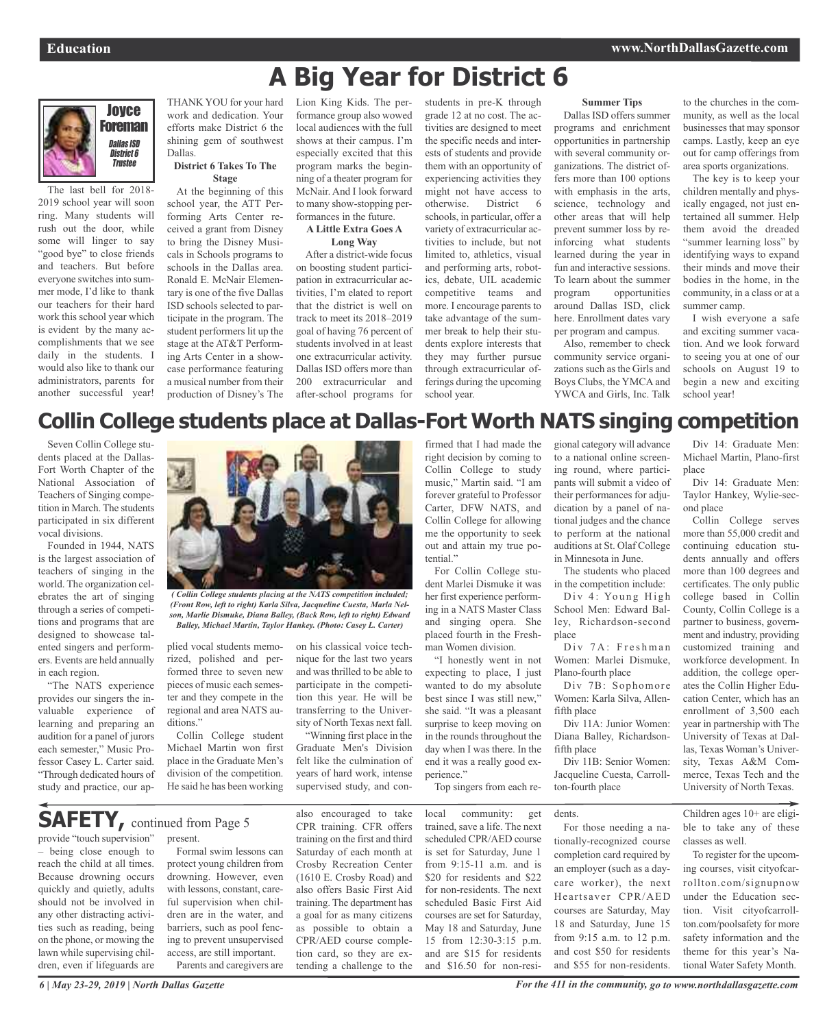# A Big Year for District 6

**Joyce Foreman**
*Dallas ISD District 6 Trustee*

The last bell for 2018-2019 school year will soon ring. Many students will rush out the door, while some will linger to say "good bye" to close friends and teachers. But before everyone switches into summer mode, I'd like to thank our teachers for their hard work this school year which is evident by the many accomplishments that we see daily in the students. I would also like to thank our administrators, parents for another successful year! THANK YOU for your hard work and dedication. Your efforts make District 6 the shining gem of southwest Dallas.

**District 6 Takes To The Stage**

At the beginning of this school year, the ATT Performing Arts Center received a grant from Disney to bring the Disney Musicals in Schools programs to schools in the Dallas area. Ronald E. McNair Elementary is one of the five Dallas ISD schools selected to participate in the program. The student performers lit up the stage at the AT&T Performing Arts Center in a showcase performance featuring a musical number from their production of Disney's The Lion King Kids. The performance group also wowed local audiences with the full shows at their campus. I'm especially excited that this program marks the beginning of a theater program for McNair. And I look forward to many show-stopping performances in the future.

**A Little Extra Goes A Long Way**

After a district-wide focus on boosting student participation in extracurricular activities, I'm elated to report that the district is well on track to meet its 2018–2019 goal of having 76 percent of students involved in at least one extracurricular activity. Dallas ISD offers more than 200 extracurricular and after-school programs for students in pre-K through grade 12 at no cost. The activities are designed to meet the specific needs and interests of students and provide them with an opportunity of experiencing activities they might not have access to otherwise. District 6 schools, in particular, offer a variety of extracurricular activities to include, but not limited to, athletics, visual and performing arts, robotics, debate, UIL academic competitive teams and more. I encourage parents to take advantage of the summer break to help their students explore interests that they may further pursue through extracurricular offerings during the upcoming school year.

**Summer Tips**

Dallas ISD offers summer programs and enrichment opportunities in partnership with several community organizations. The district offers more than 100 options with emphasis in the arts, science, technology and other areas that will help prevent summer loss by reinforcing what students learned during the year in fun and interactive sessions. To learn about the summer program opportunities around Dallas ISD, click here. Enrollment dates vary per program and campus.

Also, remember to check community service organizations such as the Girls and Boys Clubs, the YMCA and YWCA and Girls, Inc. Talk to the churches in the community, as well as the local businesses that may sponsor camps. Lastly, keep an eye out for camp offerings from area sports organizations.

The key is to keep your children mentally and physically engaged, not just entertained all summer. Help them avoid the dreaded "summer learning loss" by identifying ways to expand their minds and move their bodies in the home, in the community, in a class or at a summer camp.

I wish everyone a safe and exciting summer vacation. And we look forward to seeing you at one of our schools on August 19 to begin a new and exciting school year!

# Collin College students place at Dallas-Fort Worth NATS singing competition

Seven Collin College students placed at the Dallas-Fort Worth Chapter of the National Association of Teachers of Singing competition in March. The students participated in six different vocal divisions.

Founded in 1944, NATS is the largest association of teachers of singing in the world. The organization celebrates the art of singing through a series of competitions and programs that are designed to showcase talented singers and performers. Events are held annually in each region.

"The NATS experience provides our singers the invaluable experience of learning and preparing an audition for a panel of jurors each semester," Music Professor Casey L. Carter said. "Through dedicated hours of study and practice, our applied vocal students memorized, polished and performed three to seven new pieces of music each semester and they compete in the regional and area NATS auditions."

*( Collin College students placing at the NATS competition included; (Front Row, left to right) Karla Silva, Jacqueline Cuesta, Marla Nelson, Marlie Dismuke, Diana Balley, (Back Row, left to right) Edward Balley, Michael Martin, Taylor Hankey. (Photo: Casey L. Carter)*

Collin College student Michael Martin won first place in the Graduate Men's division of the competition. He said he has been working on his classical voice technique for the last two years and was thrilled to be able to participate in the competition this year. He will be transferring to the University of North Texas next fall.

"Winning first place in the Graduate Men's Division felt like the culmination of years of hard work, intense supervised study, and confirmed that I had made the right decision by coming to Collin College to study music," Martin said. "I am forever grateful to Professor Carter, DFW NATS, and Collin College for allowing me the opportunity to seek out and attain my true potential."

For Collin College student Marlei Dismuke it was her first experience performing in a NATS Master Class and singing opera. She placed fourth in the Freshman Women division.

"I honestly went in not expecting to place, I just wanted to do my absolute best since I was still new," she said. "It was a pleasant surprise to keep moving on in the rounds throughout the day when I was there. In the end it was a really good experience."

Top singers from each regional category will advance to a national online screening round, where participants will submit a video of their performances for adjudication by a panel of national judges and the chance to perform at the national auditions at St. Olaf College in Minnesota in June.

The students who placed in the competition include:

Div 4: Young High School Men: Edward Balley, Richardson-second place

Div 7A: Freshman Women: Marlei Dismuke, Plano-fourth place

Div 7B: Sophomore Women: Karla Silva, Allen-fifth place

Div 11A: Junior Women: Diana Balley, Richardson-fifth place

Div 11B: Senior Women: Jacqueline Cuesta, Carrollton-fourth place

Div 14: Graduate Men: Michael Martin, Plano-first place

Div 14: Graduate Men: Taylor Hankey, Wylie-second place

Collin College serves more than 55,000 credit and continuing education students annually and offers more than 100 degrees and certificates. The only public college based in Collin County, Collin College is a partner to business, government and industry, providing customized training and workforce development. In addition, the college operates the Collin Higher Education Center, which has an enrollment of 3,500 each year in partnership with The University of Texas at Dallas, Texas Woman's University, Texas A&M Commerce, Texas Tech and the University of North Texas.

## SAFETY, continued from Page 5

provide "touch supervision" – being close enough to reach the child at all times. Because drowning occurs quickly and quietly, adults should not be involved in any other distracting activities such as reading, being on the phone, or mowing the lawn while supervising children, even if lifeguards are present.

Formal swim lessons can protect young children from drowning. However, even with lessons, constant, careful supervision when children are in the water, and barriers, such as pool fencing to prevent unsupervised access, are still important.

Parents and caregivers are also encouraged to take CPR training. CFR offers training on the first and third Saturday of each month at Crosby Recreation Center (1610 E. Crosby Road) and also offers Basic First Aid training. The department has a goal for as many citizens as possible to obtain a CPR/AED course completion card, so they are extending a challenge to the local community: get trained, save a life. The next scheduled CPR/AED course is set for Saturday, June 1 from 9:15-11 a.m. and is $20 for residents and $22 for non-residents. The next scheduled Basic First Aid courses are set for Saturday, May 18 and Saturday, June 15 from 12:30-3:15 p.m. and are $15 for residents and $16.50 for non-residents.

For those needing a nationally-recognized course completion card required by an employer (such as a daycare worker), the next Heartsaver CPR/AED courses are Saturday, May 18 and Saturday, June 15 from 9:15 a.m. to 12 p.m. and cost $50 for residents and $55 for non-residents. Children ages 10+ are eligible to take any of these classes as well.

To register for the upcoming courses, visit cityofcarrollton.com/signupnow under the Education section. Visit cityofcarrollton.com/poolsafety for more safety information and the theme for this year's National Water Safety Month.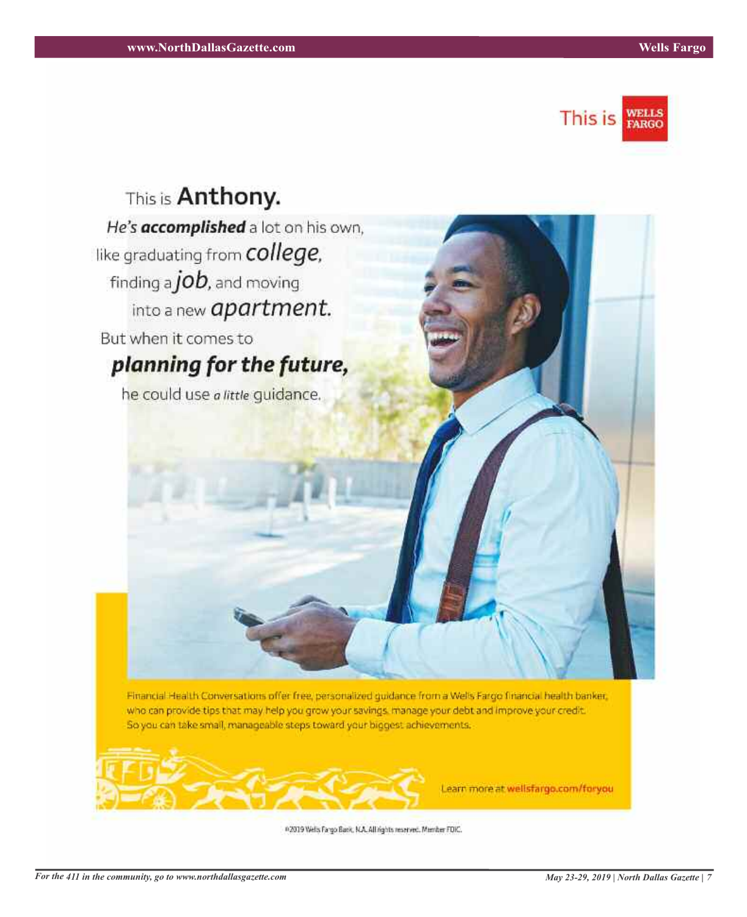This is WELLS FARGO

This is **Anthony.**

*He's* ***accomplished*** a lot on his own, like graduating from *college*, finding a *job*, and moving into a new *apartment*.

But when it comes to

***planning for the future,***

he could use *a little* guidance.

Financial Health Conversations offer free, personalized guidance from a Wells Fargo financial health banker, who can provide tips that may help you grow your savings, manage your debt and improve your credit. So you can take small, manageable steps toward your biggest achievements.

Learn more at wellsfargo.com/foryou

©2019 Wells Fargo Bank, N.A. All rights reserved. Member FDIC.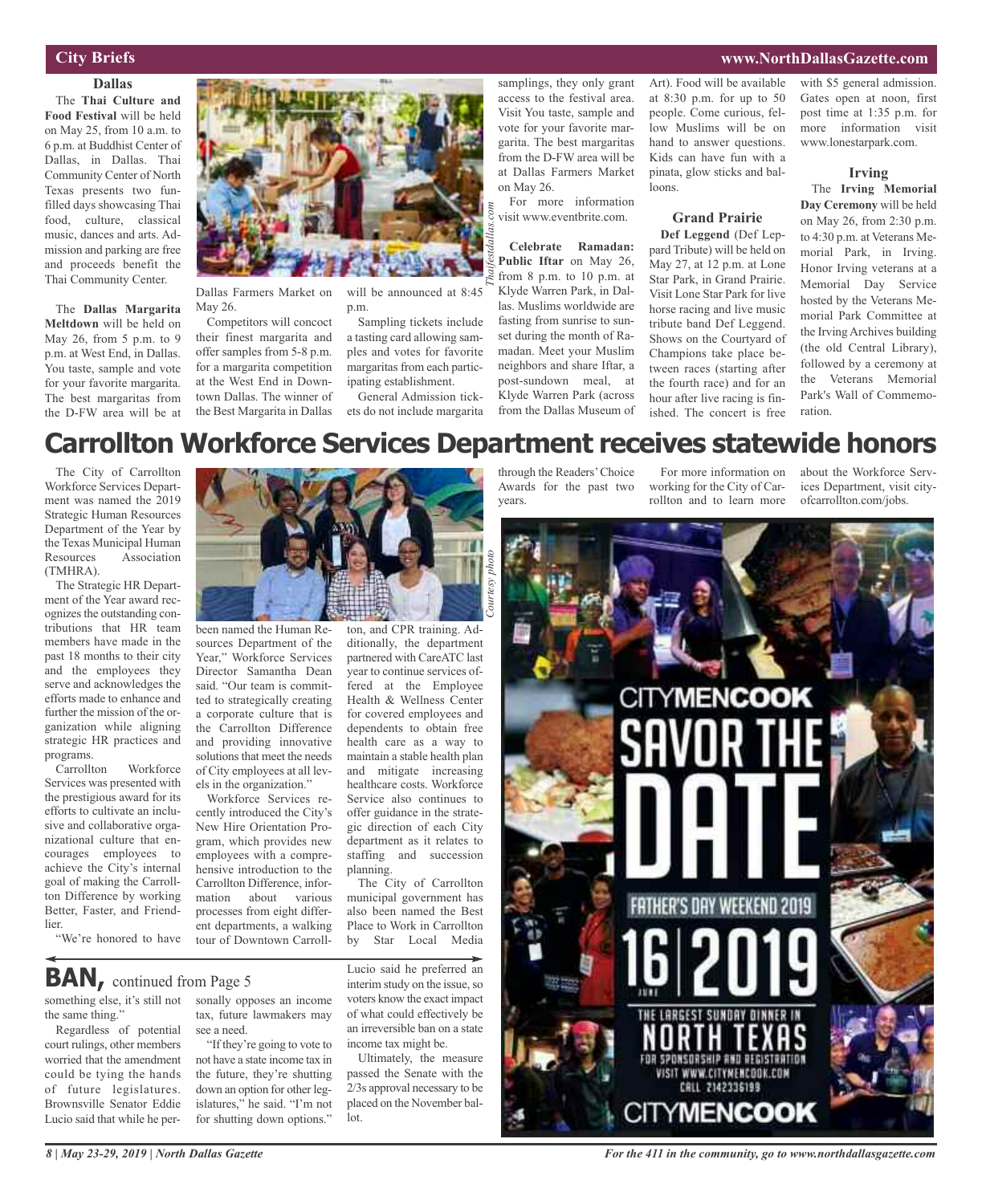## City Briefs

### Dallas

The **Thai Culture and Food Festival** will be held on May 25, from 10 a.m. to 6 p.m. at Buddhist Center of Dallas, in Dallas. Thai Community Center of North Texas presents two fun-filled days showcasing Thai food, culture, classical music, dances and arts. Admission and parking are free and proceeds benefit the Thai Community Center.

*Thaifestdallas.com*

The **Dallas Margarita Meltdown** will be held on May 26, from 5 p.m. to 9 p.m. at West End, in Dallas. You taste, sample and vote for your favorite margarita. The best margaritas from the D-FW area will be at Dallas Farmers Market on May 26.

Competitors will concoct their finest margarita and offer samples from 5-8 p.m. for a margarita competition at the West End in Downtown Dallas. The winner of the Best Margarita in Dallas will be announced at 8:45 p.m.

Sampling tickets include a tasting card allowing samples and votes for favorite margaritas from each participating establishment.

General Admission tickets do not include margarita samplings, they only grant access to the festival area. Visit You taste, sample and vote for your favorite margarita. The best margaritas from the D-FW area will be at Dallas Farmers Market on May 26.

For more information visit www.eventbrite.com.

**Celebrate Ramadan: Public Iftar** on May 26, from 8 p.m. to 10 p.m. at Klyde Warren Park, in Dallas. Muslims worldwide are fasting from sunrise to sunset during the month of Ramadan. Meet your Muslim neighbors and share Iftar, a post-sundown meal, at Klyde Warren Park (across from the Dallas Museum of Art). Food will be available at 8:30 p.m. for up to 50 people. Come curious, fellow Muslims will be on hand to answer questions. Kids can have fun with a pinata, glow sticks and balloons.

### Grand Prairie

**Def Leggend** (Def Leppard Tribute) will be held on May 27, at 12 p.m. at Lone Star Park, in Grand Prairie. Visit Lone Star Park for live horse racing and live music tribute band Def Leggend. Shows on the Courtyard of Champions take place between races (starting after the fourth race) and for an hour after live racing is finished. The concert is free with $5 general admission. Gates open at noon, first post time at 1:35 p.m. for more information visit www.lonestarpark.com.

### Irving

The **Irving Memorial Day Ceremony** will be held on May 26, from 2:30 p.m. to 4:30 p.m. at Veterans Memorial Park, in Irving. Honor Irving veterans at a Memorial Day Service hosted by the Veterans Memorial Park Committee at the Irving Archives building (the old Central Library), followed by a ceremony at the Veterans Memorial Park's Wall of Commemoration.

# Carrollton Workforce Services Department receives statewide honors

The City of Carrollton Workforce Services Department was named the 2019 Strategic Human Resources Department of the Year by the Texas Municipal Human Resources Association (TMHRA).

The Strategic HR Department of the Year award recognizes the outstanding contributions that HR team members have made in the past 18 months to their city and the employees they serve and acknowledges the efforts made to enhance and further the mission of the organization while aligning strategic HR practices and programs.

Carrollton Workforce Services was presented with the prestigious award for its efforts to cultivate an inclusive and collaborative organizational culture that encourages employees to achieve the City's internal goal of making the Carrollton Difference by working Better, Faster, and Friendlier.

*Courtesy photo*

"We're honored to have been named the Human Resources Department of the Year," Workforce Services Director Samantha Dean said. "Our team is committed to strategically creating a corporate culture that is the Carrollton Difference and providing innovative solutions that meet the needs of City employees at all levels in the organization."

Workforce Services recently introduced the City's New Hire Orientation Program, which provides new employees with a comprehensive introduction to the Carrollton Difference, information about various processes from eight different departments, a walking tour of Downtown Carrollton, and CPR training. Additionally, the department partnered with CareATC last year to continue services offered at the Employee Health & Wellness Center for covered employees and dependents to obtain free health care as a way to maintain a stable health plan and mitigate increasing healthcare costs. Workforce Service also continues to offer guidance in the strategic direction of each City department as it relates to staffing and succession planning.

The City of Carrollton municipal government has also been named the Best Place to Work in Carrollton by Star Local Media through the Readers' Choice Awards for the past two years.

For more information on working for the City of Carrollton and to learn more about the Workforce Services Department, visit cityofcarrollton.com/jobs.

## BAN, continued from Page 5

something else, it's still not the same thing."

Regardless of potential court rulings, other members worried that the amendment could be tying the hands of future legislatures. Brownsville Senator Eddie Lucio said that while he personally opposes an income tax, future lawmakers may see a need.

"If they're going to vote to not have a state income tax in the future, they're shutting down an option for other legislatures," he said. "I'm not for shutting down options."

Lucio said he preferred an interim study on the issue, so voters know the exact impact of what could effectively be an irreversible ban on a state income tax might be.

Ultimately, the measure passed the Senate with the 2/3s approval necessary to be placed on the November ballot.

CITYMENCOOK

SAVOR THE DATE

FATHER'S DAY WEEKEND 2019

JUNE 16 | 2019

THE LARGEST SUNDAY DINNER IN NORTH TEXAS

FOR SPONSORSHIP AND REGISTRATION VISIT WWW.CITYMENCOOK.COM CALL 2142336199

CITYMENCOOK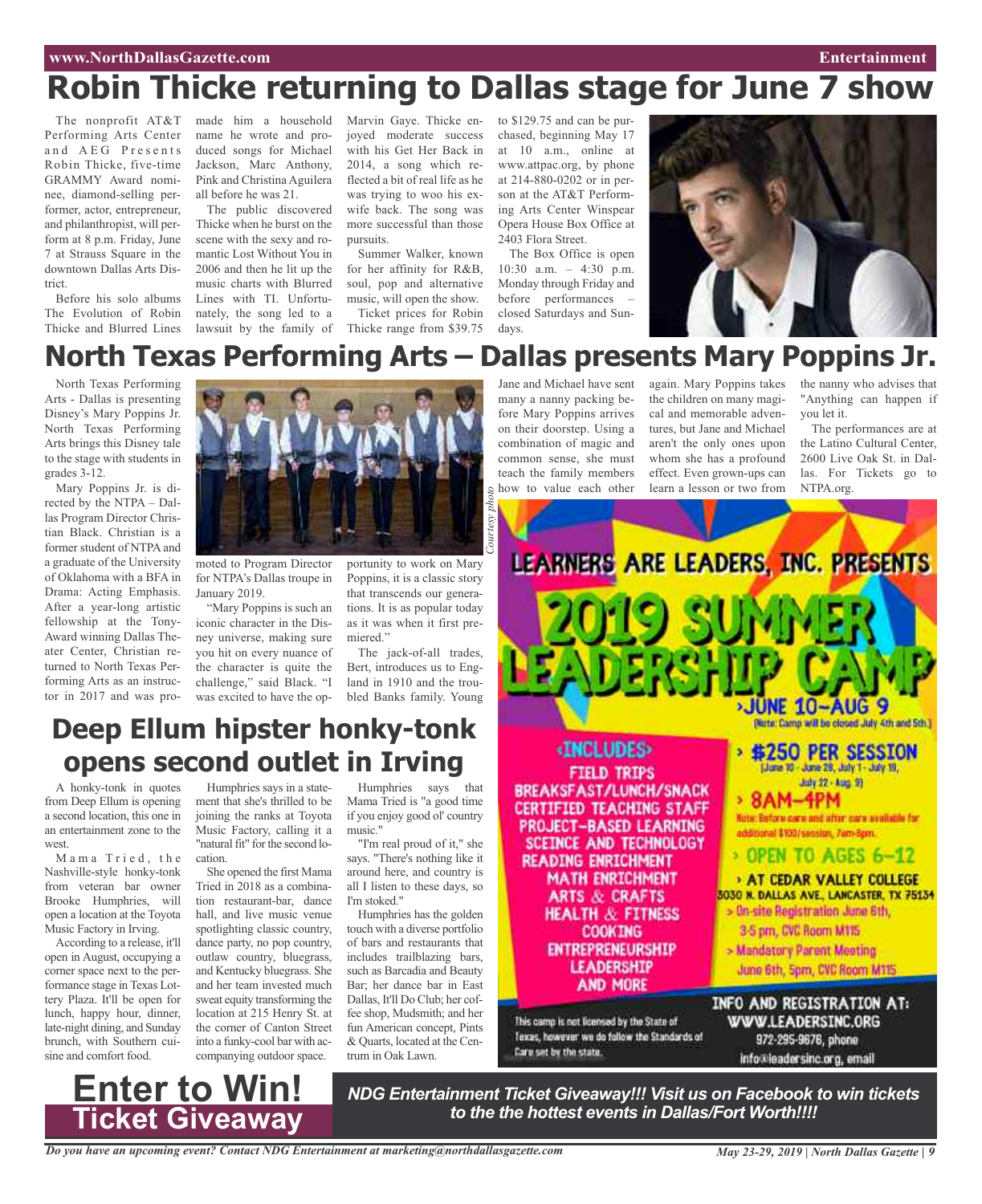# Robin Thicke returning to Dallas stage for June 7 show

The nonprofit AT&T Performing Arts Center and AEG Presents Robin Thicke, five-time GRAMMY Award nominee, diamond-selling performer, actor, entrepreneur, and philanthropist, will perform at 8 p.m. Friday, June 7 at Strauss Square in the downtown Dallas Arts District.

Before his solo albums The Evolution of Robin Thicke and Blurred Lines made him a household name he wrote and produced songs for Michael Jackson, Marc Anthony, Pink and Christina Aguilera all before he was 21.

The public discovered Thicke when he burst on the scene with the sexy and romantic Lost Without You in 2006 and then he lit up the music charts with Blurred Lines with TI. Unfortunately, the song led to a lawsuit by the family of Marvin Gaye. Thicke enjoyed moderate success with his Get Her Back in 2014, a song which reflected a bit of real life as he was trying to woo his ex-wife back. The song was more successful than those pursuits.

Summer Walker, known for her affinity for R&B, soul, pop and alternative music, will open the show.

Ticket prices for Robin Thicke range from $39.75 to $129.75 and can be purchased, beginning May 17 at 10 a.m., online at www.attpac.org, by phone at 214-880-0202 or in person at the AT&T Performing Arts Center Winspear Opera House Box Office at 2403 Flora Street.

The Box Office is open 10:30 a.m. – 4:30 p.m. Monday through Friday and before performances – closed Saturdays and Sundays.

# North Texas Performing Arts – Dallas presents Mary Poppins Jr.

North Texas Performing Arts - Dallas is presenting Disney's Mary Poppins Jr. North Texas Performing Arts brings this Disney tale to the stage with students in grades 3-12.

Mary Poppins Jr. is directed by the NTPA – Dallas Program Director Christian Black. Christian is a former student of NTPA and a graduate of the University of Oklahoma with a BFA in Drama: Acting Emphasis. After a year-long artistic fellowship at the Tony-Award winning Dallas Theater Center, Christian returned to North Texas Performing Arts as an instructor in 2017 and was promoted to Program Director for NTPA's Dallas troupe in January 2019.

*Courtesy photo*

"Mary Poppins is such an iconic character in the Disney universe, making sure you hit on every nuance of the character is quite the challenge," said Black. "I was excited to have the opportunity to work on Mary Poppins, it is a classic story that transcends our generations. It is as popular today as it was when it first premiered."

The jack-of-all trades, Bert, introduces us to England in 1910 and the troubled Banks family. Young Jane and Michael have sent many a nanny packing before Mary Poppins arrives on their doorstep. Using a combination of magic and common sense, she must teach the family members how to value each other again. Mary Poppins takes the children on many magical and memorable adventures, but Jane and Michael aren't the only ones upon whom she has a profound effect. Even grown-ups can learn a lesson or two from the nanny who advises that "Anything can happen if you let it.

The performances are at the Latino Cultural Center, 2600 Live Oak St. in Dallas. For Tickets go to NTPA.org.

# Deep Ellum hipster honky-tonk opens second outlet in Irving

A honky-tonk in quotes from Deep Ellum is opening a second location, this one in an entertainment zone to the west.

Mama Tried, the Nashville-style honky-tonk from veteran bar owner Brooke Humphries, will open a location at the Toyota Music Factory in Irving.

According to a release, it'll open in August, occupying a corner space next to the performance stage in Texas Lottery Plaza. It'll be open for lunch, happy hour, dinner, late-night dining, and Sunday brunch, with Southern cuisine and comfort food.

Humphries says in a statement that she's thrilled to be joining the ranks at Toyota Music Factory, calling it a "natural fit" for the second location.

She opened the first Mama Tried in 2018 as a combination restaurant-bar, dance hall, and live music venue spotlighting classic country, dance party, no pop country, outlaw country, bluegrass, and Kentucky bluegrass. She and her team invested much sweat equity transforming the location at 215 Henry St. at the corner of Canton Street into a funky-cool bar with accompanying outdoor space.

Humphries says that Mama Tried is "a good time if you enjoy good ol' country music."

"I'm real proud of it," she says. "There's nothing like it around here, and country is all I listen to these days, so I'm stoked."

Humphries has the golden touch with a diverse portfolio of bars and restaurants that includes trailblazing bars, such as Barcadia and Beauty Bar; her dance bar in East Dallas, It'll Do Club; her coffee shop, Mudsmith; and her fun American concept, Pints & Quarts, located at the Centrum in Oak Lawn.

## LEARNERS ARE LEADERS, INC. PRESENTS 2019 SUMMER LEADERSHIP CAMP

**JUNE 10–AUG 9**
(Note: Camp will be closed July 4th and 5th)

**INCLUDES:**
- FIELD TRIPS
- BREAKSFAST/LUNCH/SNACK
- CERTIFIED TEACHING STAFF
- PROJECT-BASED LEARNING
- SCEINCE AND TECHNOLOGY
- READING ENRICHMENT
- MATH ENRICHMENT
- ARTS & CRAFTS
- HEALTH & FITNESS
- COOKING
- ENTREPRENEURSHIP
- LEADERSHIP
- AND MORE

- $250 PER SESSION (June 10 - June 28, July 1 - July 19, July 22 - Aug. 9)
- 8AM–4PM
  Note: Before care and after care available for additional $100/session, 7am-6pm.
- OPEN TO AGES 6–12
- AT CEDAR VALLEY COLLEGE 3030 N. DALLAS AVE., LANCASTER, TX 75134
- On-site Registration June 6th, 3-5 pm, CVC Room M115
- Mandatory Parent Meeting June 6th, 5pm, CVC Room M115

This camp is not licensed by the State of Texas, however we do follow the Standards of Care set by the state.

INFO AND REGISTRATION AT: WWW.LEADERSINC.ORG
972-295-9676, phone
info@leadersinc.org, email

## Enter to Win! Ticket Giveaway

***NDG Entertainment Ticket Giveaway!!! Visit us on Facebook to win tickets to the the hottest events in Dallas/Fort Worth!!!!***

*Do you have an upcoming event? Contact NDG Entertainment at marketing@northdallasgazette.com*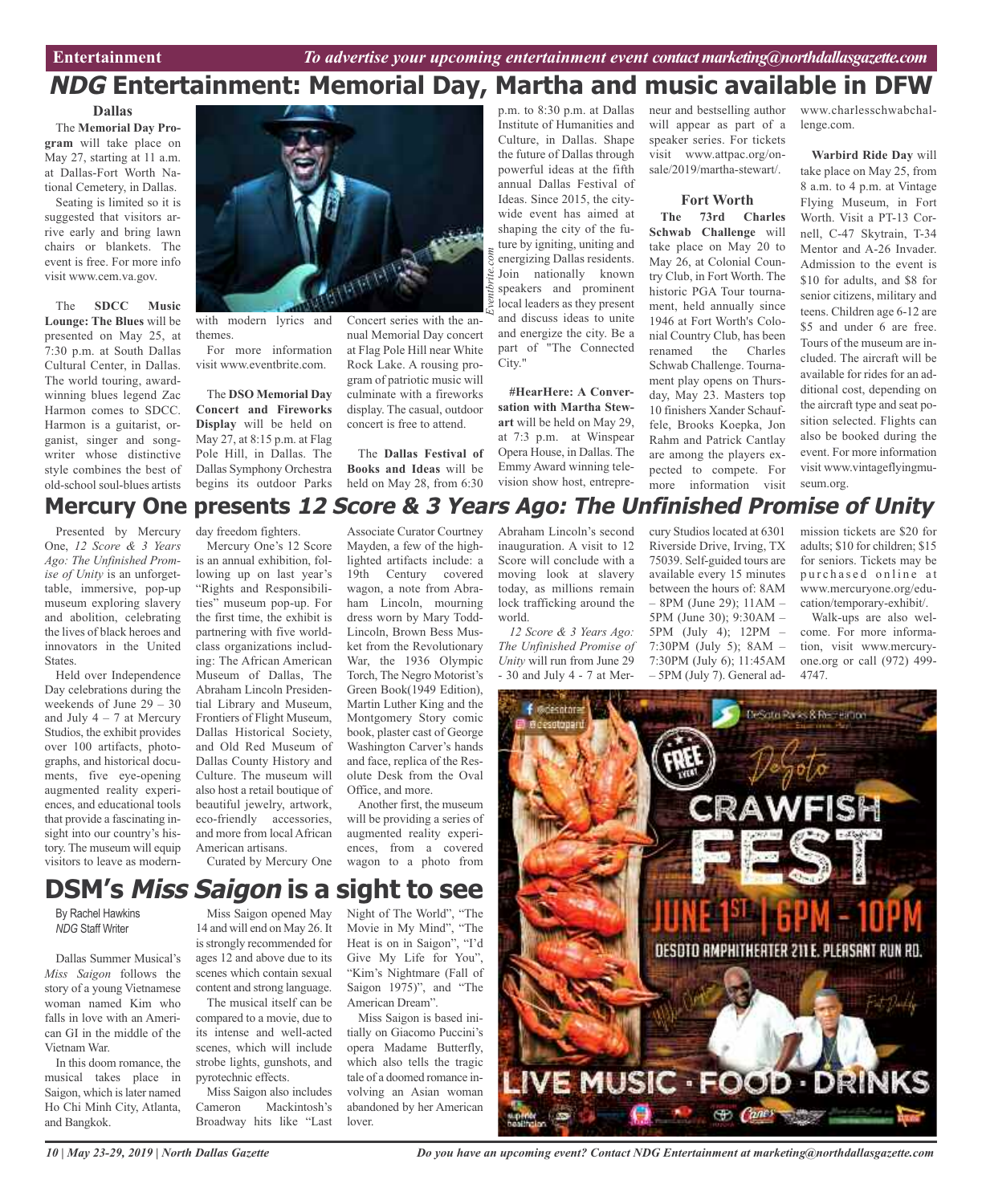# *NDG* Entertainment: Memorial Day, Martha and music available in DFW

### Dallas

The **Memorial Day Program** will take place on May 27, starting at 11 a.m. at Dallas-Fort Worth National Cemetery, in Dallas.

Seating is limited so it is suggested that visitors arrive early and bring lawn chairs or blankets. The event is free. For more info visit www.cem.va.gov.

The **SDCC Music Lounge: The Blues** will be presented on May 25, at 7:30 p.m. at South Dallas Cultural Center, in Dallas. The world touring, award-winning blues legend Zac Harmon comes to SDCC. Harmon is a guitarist, organist, singer and songwriter whose distinctive style combines the best of old-school soul-blues artists with modern lyrics and themes.

For more information visit www.eventbrite.com.

Eventbrite.com

The **DSO Memorial Day Concert and Fireworks Display** will be held on May 27, at 8:15 p.m. at Flag Pole Hill, in Dallas. The Dallas Symphony Orchestra begins its outdoor Parks Concert series with the annual Memorial Day concert at Flag Pole Hill near White Rock Lake. A rousing program of patriotic music will culminate with a fireworks display. The casual, outdoor concert is free to attend.

The **Dallas Festival of Books and Ideas** will be held on May 28, from 6:30 p.m. to 8:30 p.m. at Dallas Institute of Humanities and Culture, in Dallas. Shape the future of Dallas through powerful ideas at the fifth annual Dallas Festival of Ideas. Since 2015, the city-wide event has aimed at shaping the city of the future by igniting, uniting and energizing Dallas residents. Join nationally known speakers and prominent local leaders as they present and discuss ideas to unite and energize the city. Be a part of "The Connected City."

**#HearHere: A Conversation with Martha Stewart** will be held on May 29, at 7:3 p.m. at Winspear Opera House, in Dallas. The Emmy Award winning television show host, entrepreneur and bestselling author will appear as part of a speaker series. For tickets visit www.attpac.org/on-sale/2019/martha-stewart/.

### Fort Worth

**The 73rd Charles Schwab Challenge** will take place on May 20 to May 26, at Colonial Country Club, in Fort Worth. The historic PGA Tour tournament, held annually since 1946 at Fort Worth's Colonial Country Club, has been renamed the Charles Schwab Challenge. Tournament play opens on Thursday, May 23. Masters top 10 finishers Xander Schauffele, Brooks Koepka, Jon Rahm and Patrick Cantlay are among the players expected to compete. For more information visit www.charlesschwabchallenge.com.

**Warbird Ride Day** will take place on May 25, from 8 a.m. to 4 p.m. at Vintage Flying Museum, in Fort Worth. Visit a PT-13 Cornell, C-47 Skytrain, T-34 Mentor and A-26 Invader. Admission to the event is $10 for adults, and $8 for senior citizens, military and teens. Children age 6-12 are $5 and under 6 are free. Tours of the museum are included. The aircraft will be available for rides for an additional cost, depending on the aircraft type and seat position selected. Flights can also be booked during the event. For more information visit www.vintageflyingmuseum.org.

# Mercury One presents *12 Score & 3 Years Ago: The Unfinished Promise of Unity*

Presented by Mercury One, *12 Score & 3 Years Ago: The Unfinished Promise of Unity* is an unforgettable, immersive, pop-up museum exploring slavery and abolition, celebrating the lives of black heroes and innovators in the United States.

Held over Independence Day celebrations during the weekends of June 29 – 30 and July 4 – 7 at Mercury Studios, the exhibit provides over 100 artifacts, photographs, and historical documents, five eye-opening augmented reality experiences, and educational tools that provide a fascinating insight into our country's history. The museum will equip visitors to leave as modern-day freedom fighters.

Mercury One's 12 Score is an annual exhibition, following up on last year's "Rights and Responsibilities" museum pop-up. For the first time, the exhibit is partnering with five world-class organizations including: The African American Museum of Dallas, The Abraham Lincoln Presidential Library and Museum, Frontiers of Flight Museum, Dallas Historical Society, and Old Red Museum of Dallas County History and Culture. The museum will also host a retail boutique of beautiful jewelry, artwork, eco-friendly accessories, and more from local African American artisans.

Curated by Mercury One Associate Curator Courtney Mayden, a few of the highlighted artifacts include: a 19th Century covered wagon, a note from Abraham Lincoln, mourning dress worn by Mary Todd-Lincoln, Brown Bess Musket from the Revolutionary War, the 1936 Olympic Torch, The Negro Motorist's Green Book(1949 Edition), Martin Luther King and the Montgomery Story comic book, plaster cast of George Washington Carver's hands and face, replica of the Resolute Desk from the Oval Office, and more.

Another first, the museum will be providing a series of augmented reality experiences, from a covered wagon to a photo from Abraham Lincoln's second inauguration. A visit to 12 Score will conclude with a moving look at slavery today, as millions remain lock trafficking around the world.

*12 Score & 3 Years Ago: The Unfinished Promise of Unity* will run from June 29 - 30 and July 4 - 7 at Mercury Studios located at 6301 Riverside Drive, Irving, TX 75039. Self-guided tours are available every 15 minutes between the hours of: 8AM – 8PM (June 29); 11AM – 5PM (June 30); 9:30AM – 5PM (July 4); 12PM – 7:30PM (July 5); 8AM – 7:30PM (July 6); 11:45AM – 5PM (July 7). General admission tickets are $20 for adults; $10 for children; $15 for seniors. Tickets may be purchased online at www.mercuryone.org/education/temporary-exhibit/.

Walk-ups are also welcome. For more information, visit www.mercuryone.org or call (972) 499-4747.

# DSM's *Miss Saigon* is a sight to see

By Rachel Hawkins
*NDG* Staff Writer

Dallas Summer Musical's *Miss Saigon* follows the story of a young Vietnamese woman named Kim who falls in love with an American GI in the middle of the Vietnam War.

In this doom romance, the musical takes place in Saigon, which is later named Ho Chi Minh City, Atlanta, and Bangkok.

Miss Saigon opened May 14 and will end on May 26. It is strongly recommended for ages 12 and above due to its scenes which contain sexual content and strong language.

The musical itself can be compared to a movie, due to its intense and well-acted scenes, which will include strobe lights, gunshots, and pyrotechnic effects.

Miss Saigon also includes Cameron Mackintosh's Broadway hits like "Last Night of The World", "The Movie in My Mind", "The Heat is on in Saigon", "I'd Give My Life for You", "Kim's Nightmare (Fall of Saigon 1975)", and "The American Dream".

Miss Saigon is based initially on Giacomo Puccini's opera Madame Butterfly, which also tells the tragic tale of a doomed romance involving an Asian woman abandoned by her American lover.

@desotorec
@desotopard
DeSoto Parks & Recreation
FREE EVENT
DeSoto
CRAWFISH FEST
JUNE 1ST | 6PM - 10PM
DESOTO AMPHITHEATER 211 E. PLEASANT RUN RD.
LIVE MUSIC · FOOD · DRINKS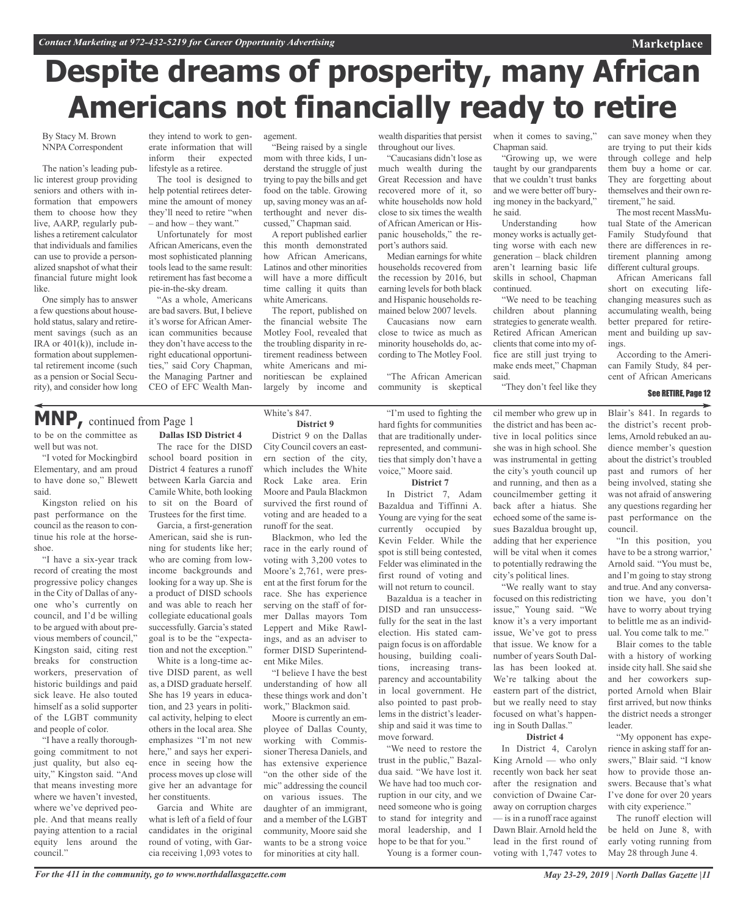# Despite dreams of prosperity, many African Americans not financially ready to retire

By Stacy M. Brown
NNPA Correspondent

The nation's leading public interest group providing seniors and others with information that empowers them to choose how they live, AARP, regularly publishes a retirement calculator that individuals and families can use to provide a personalized snapshot of what their financial future might look like.

One simply has to answer a few questions about household status, salary and retirement savings (such as an IRA or 401(k)), include information about supplemental retirement income (such as a pension or Social Security), and consider how long they intend to work to generate information that will inform their expected lifestyle as a retiree.

The tool is designed to help potential retirees determine the amount of money they'll need to retire "when – and how – they want."

Unfortunately for most African Americans, even the most sophisticated planning tools lead to the same result: retirement has fast become a pie-in-the-sky dream.

"As a whole, Americans are bad savers. But, I believe it's worse for African American communities because they don't have access to the right educational opportunities," said Cory Chapman, the Managing Partner and CEO of EFC Wealth Management.

"Being raised by a single mom with three kids, I understand the struggle of just trying to pay the bills and get food on the table. Growing up, saving money was an afterthought and never discussed," Chapman said.

A report published earlier this month demonstrated how African Americans, Latinos and other minorities will have a more difficult time calling it quits than white Americans.

The report, published on the financial website The Motley Fool, revealed that the troubling disparity in retirement readiness between white Americans and minoritiescan be explained largely by income and wealth disparities that persist throughout our lives.

"Caucasians didn't lose as much wealth during the Great Recession and have recovered more of it, so white households now hold close to six times the wealth of African American or Hispanic households," the report's authors said.

Median earnings for white households recovered from the recession by 2016, but earning levels for both black and Hispanic households remained below 2007 levels.

Caucasians now earn close to twice as much as minority households do, according to The Motley Fool.

"The African American community is skeptical when it comes to saving," Chapman said.

"Growing up, we were taught by our grandparents that we couldn't trust banks and we were better off burying money in the backyard," he said.

Understanding how money works is actually getting worse with each new generation – black children aren't learning basic life skills in school, Chapman continued.

"We need to be teaching children about planning strategies to generate wealth. Retired African American clients that come into my office are still just trying to make ends meet," Chapman said.

"They don't feel like they can save money when they are trying to put their kids through college and help them buy a home or car. They are forgetting about themselves and their own retirement," he said.

The most recent MassMutual State of the American Family Studyfound that there are differences in retirement planning among different cultural groups.

African Americans fall short on executing life-changing measures such as accumulating wealth, being better prepared for retirement and building up savings.

According to the American Family Study, 84 percent of African Americans

**See RETIRE, Page 12**

---

## MNP, continued from Page 1

to be on the committee as well but was not.

"I voted for Mockingbird Elementary, and am proud to have done so," Blewett said.

Kingston relied on his past performance on the council as the reason to continue his role at the horseshoe.

"I have a six-year track record of creating the most progressive policy changes in the City of Dallas of anyone who's currently on council, and I'd be willing to be argued with about previous members of council," Kingston said, citing rest breaks for construction workers, preservation of historic buildings and paid sick leave. He also touted himself as a solid supporter of the LGBT community and people of color.

"I have a really thoroughgoing commitment to not just quality, but also equity," Kingston said. "And that means investing more where we haven't invested, where we've deprived people. And that means really paying attention to a racial equity lens around the council."

**Dallas ISD District 4**

The race for the DISD school board position in District 4 features a runoff between Karla Garcia and Camile White, both looking to sit on the Board of Trustees for the first time.

Garcia, a first-generation American, said she is running for students like her; who are coming from low-income backgrounds and looking for a way up. She is a product of DISD schools and was able to reach her collegiate educational goals successfully. Garcia's stated goal is to be the "expectation and not the exception."

White is a long-time active DISD parent, as well as, a DISD graduate herself. She has 19 years in education, and 23 years in political activity, helping to elect others in the local area. She emphasizes "I'm not new here," and says her experience in seeing how the process moves up close will give her an advantage for her constituents.

Garcia and White are what is left of a field of four candidates in the original round of voting, with Garcia receiving 1,093 votes to White's 847.

**District 9**

District 9 on the Dallas City Council covers an eastern section of the city, which includes the White Rock Lake area. Erin Moore and Paula Blackmon survived the first round of voting and are headed to a runoff for the seat.

Blackmon, who led the race in the early round of voting with 3,200 votes to Moore's 2,761, were present at the first forum for the race. She has experience serving on the staff of former Dallas mayors Tom Leppert and Mike Rawlings, and as an adviser to former DISD Superintendent Mike Miles.

"I believe I have the best understanding of how all these things work and don't work," Blackmon said.

Moore is currently an employee of Dallas County, working with Commissioner Theresa Daniels, and has extensive experience "on the other side of the mic" addressing the council on various issues. The daughter of an immigrant, and a member of the LGBT community, Moore said she wants to be a strong voice for minorities at city hall.

"I'm used to fighting the hard fights for communities that are traditionally underrepresented, and communities that simply don't have a voice," Moore said.

**District 7**

In District 7, Adam Bazaldua and Tiffinni A. Young are vying for the seat currently occupied by Kevin Felder. While the spot is still being contested, Felder was eliminated in the first round of voting and will not return to council.

Bazaldua is a teacher in DISD and ran unsuccessfully for the seat in the last election. His stated campaign focus is on affordable housing, building coalitions, increasing transparency and accountability in local government. He also pointed to past problems in the district's leadership and said it was time to move forward.

"We need to restore the trust in the public," Bazaldua said. "We have lost it. We have had too much corruption in our city, and we need someone who is going to stand for integrity and moral leadership, and I hope to be that for you."

Young is a former council member who grew up in the district and has been active in local politics since she was in high school. She was instrumental in getting the city's youth council up and running, and then as a councilmember getting it back after a hiatus. She echoed some of the same issues Bazaldua brought up, adding that her experience will be vital when it comes to potentially redrawing the city's political lines.

"We really want to stay focused on this redistricting issue," Young said. "We know it's a very important issue, We've got to press that issue. We know for a number of years South Dallas has been looked at. We're talking about the eastern part of the district, but we really need to stay focused on what's happening in South Dallas."

**District 4**

In District 4, Carolyn King Arnold — who only recently won back her seat after the resignation and conviction of Dwaine Caraway on corruption charges — is in a runoff race against Dawn Blair. Arnold held the lead in the first round of voting with 1,747 votes to Blair's 841. In regards to the district's recent problems, Arnold rebuked an audience member's question about the district's troubled past and rumors of her being involved, stating she was not afraid of answering any questions regarding her past performance on the council.

"In this position, you have to be a strong warrior,' Arnold said. "You must be, and I'm going to stay strong and true. And any conversation we have, you don't have to worry about trying to belittle me as an individual. You come talk to me."

Blair comes to the table with a history of working inside city hall. She said she and her coworkers supported Arnold when Blair first arrived, but now thinks the district needs a stronger leader.

"My opponent has experience in asking staff for answers," Blair said. "I know how to provide those answers. Because that's what I've done for over 20 years with city experience."

The runoff election will be held on June 8, with early voting running from May 28 through June 4.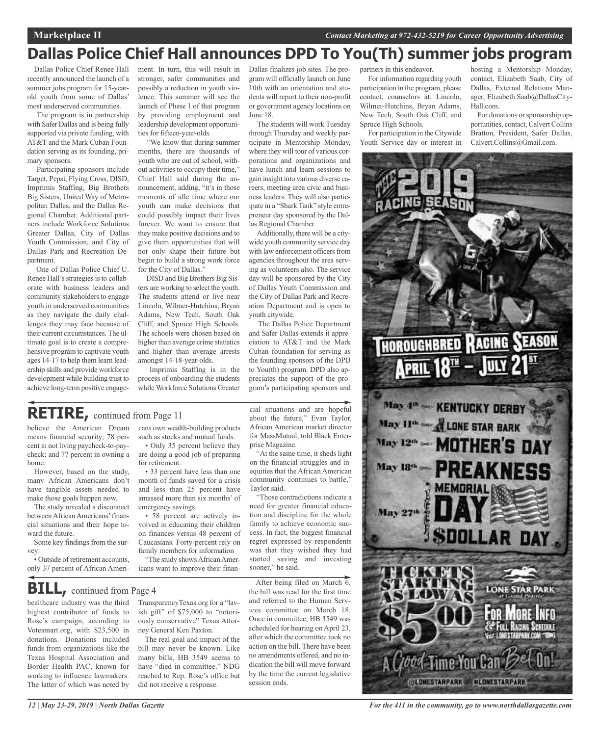# Dallas Police Chief Hall announces DPD To You(Th) summer jobs program

Dallas Police Chief Renee Hall recently announced the launch of a summer jobs program for 15-year-old youth from some of Dallas' most underserved communities.

The program is in partnership with Safer Dallas and is being fully supported via private funding, with AT&T and the Mark Cuban Foundation serving as its founding, primary sponsors.

Participating sponsors include Target, Pepsi, Flying Cross, DISD, Imprimis Staffing, Big Brothers Big Sisters, United Way of Metropolitan Dallas, and the Dallas Regional Chamber. Additional partners include Workforce Solutions Greater Dallas, City of Dallas Youth Commission, and City of Dallas Park and Recreation Department.

One of Dallas Police Chief U. Renee Hall's strategies is to collaborate with business leaders and community stakeholders to engage youth in underserved communities as they navigate the daily challenges they may face because of their current circumstances. The ultimate goal is to create a comprehensive program to captivate youth ages 14-17 to help them learn leadership skills and provide workforce development while building trust to achieve long-term positive engagement. In turn, this will result in stronger, safer communities and possibly a reduction in youth violence. This summer will see the launch of Phase I of that program by providing employment and leadership development opportunities for fifteen-year-olds.

"We know that during summer months, there are thousands of youth who are out of school, without activities to occupy their time," Chief Hall said during the announcement, adding, "it's in those moments of idle time where our youth can make decisions that could possibly impact their lives forever. We want to ensure that they make positive decisions and to give them opportunities that will not only shape their future but begin to build a strong work force for the City of Dallas."

DISD and Big Brothers Big Sisters are working to select the youth. The students attend or live near Lincoln, Wilmer-Hutchins, Bryan Adams, New Tech, South Oak Cliff, and Spruce High Schools. The schools were chosen based on higher than average crime statistics and higher than average arrests amongst 14-18-year-olds.

Imprimis Staffing is in the process of onboarding the students while Workforce Solutions Greater Dallas finalizes job sites. The program will officially launch on June 10th with an orientation and students will report to their non-profit or government agency locations on June 18.

The students will work Tuesday through Thursday and weekly participate in Mentorship Monday, where they will tour of various corporations and organizations and have lunch and learn sessions to gain insight into various diverse careers, meeting area civic and business leaders. They will also participate in a "Shark Tank" style entrepreneur day sponsored by the Dallas Regional Chamber.

Additionally, there will be a citywide youth community service day with law enforcement officers from agencies throughout the area serving as volunteers also. The service day will be sponsored by the City of Dallas Youth Commission and the City of Dallas Park and Recreation Department and is open to youth citywide.

The Dallas Police Department and Safer Dallas extends it appreciation to AT&T and the Mark Cuban foundation for serving as the founding sponsors of the DPD to You(th) program. DPD also appreciates the support of the program's participating sponsors and partners in this endeavor.

For information regarding youth participation in the program, please contact, counselors at: Lincoln, Wilmer-Hutchins, Bryan Adams, New Tech, South Oak Cliff, and Spruce High Schools.

For participation in the Citywide Youth Service day or interest in hosting a Mentorship Monday, contact, Elizabeth Saab, City of Dallas, External Relations Manager, Elizabeth.Saab@DallasCityHall.com.

For donations or sponsorship opportunities, contact, Calvert Collins Bratton, President, Safer Dallas, Calvert.Collins@Gmail.com.

## RETIRE, continued from Page 11

believe the American Dream means financial security; 78 percent in not living paycheck-to-paycheck; and 77 percent in owning a home.

However, based on the study, many African Americans don't have tangible assets needed to make those goals happen now.

The study revealed a disconnect between African Americans' financial situations and their hope toward the future.

Some key findings from the survey:

- Outside of retirement accounts, only 37 percent of African Americans own wealth-building products such as stocks and mutual funds.
- Only 35 percent believe they are doing a good job of preparing for retirement.
- 33 percent have less than one month of funds saved for a crisis and less than 25 percent have amassed more than six months' of emergency savings.
- 58 percent are actively involved in educating their children on finances versus 48 percent of Caucasians. Forty-percent rely on family members for information

"The study shows African Americans want to improve their financial situations and are hopeful about the future," Evan Taylor, African American market director for MassMutual, told Black Enterprise Magazine.

"At the same time, it sheds light on the financial struggles and inequities that the African American community continues to battle," Taylor said.

"Those contradictions indicate a need for greater financial education and discipline for the whole family to achieve economic success. In fact, the biggest financial regret expressed by respondents was that they wished they had started saving and investing sooner," he said.

## BILL, continued from Page 4

healthcare industry was the third highest contributor of funds to Rose's campaign, according to Votesmart.org, with $23,500 in donations. Donations included funds from organizations like the Texas Hospital Association and Border Health PAC, known for working to influence lawmakers. The latter of which was noted by TransparencyTexas.org for a "lavish gift" of $75,000 to "notoriously conservative" Texas Attorney General Ken Paxton.

The real goal and impact of the bill may never be known. Like many bills, HB 3549 seems to have "died in committee." NDG reached to Rep. Rose's office but did not receive a response.

After being filed on March 6, the bill was read for the first time and referred to the Human Services committee on March 18. Once in committee, HB 3549 was scheduled for hearing on April 23, after which the committee took no action on the bill. There have been no amendments offered, and no indication the bill will move forward by the time the current legislative session ends.

The 2019 Racing Season

Thoroughbred Racing Season April 18th – July 21st

May 4th — Kentucky Derby
May 11th — Lone Star Bark
May 12th — Mother's Day
May 18th — Preakness
May 27th — Memorial Day $Dollar Day

Tickets starting as low as $5.00

Lone Star Park at Grand Prairie

For More Info & Full Racing Schedule Visit LoneStarPark.com

A Good Time You Can Bet On!

@LONESTARPARK #LONESTARPARK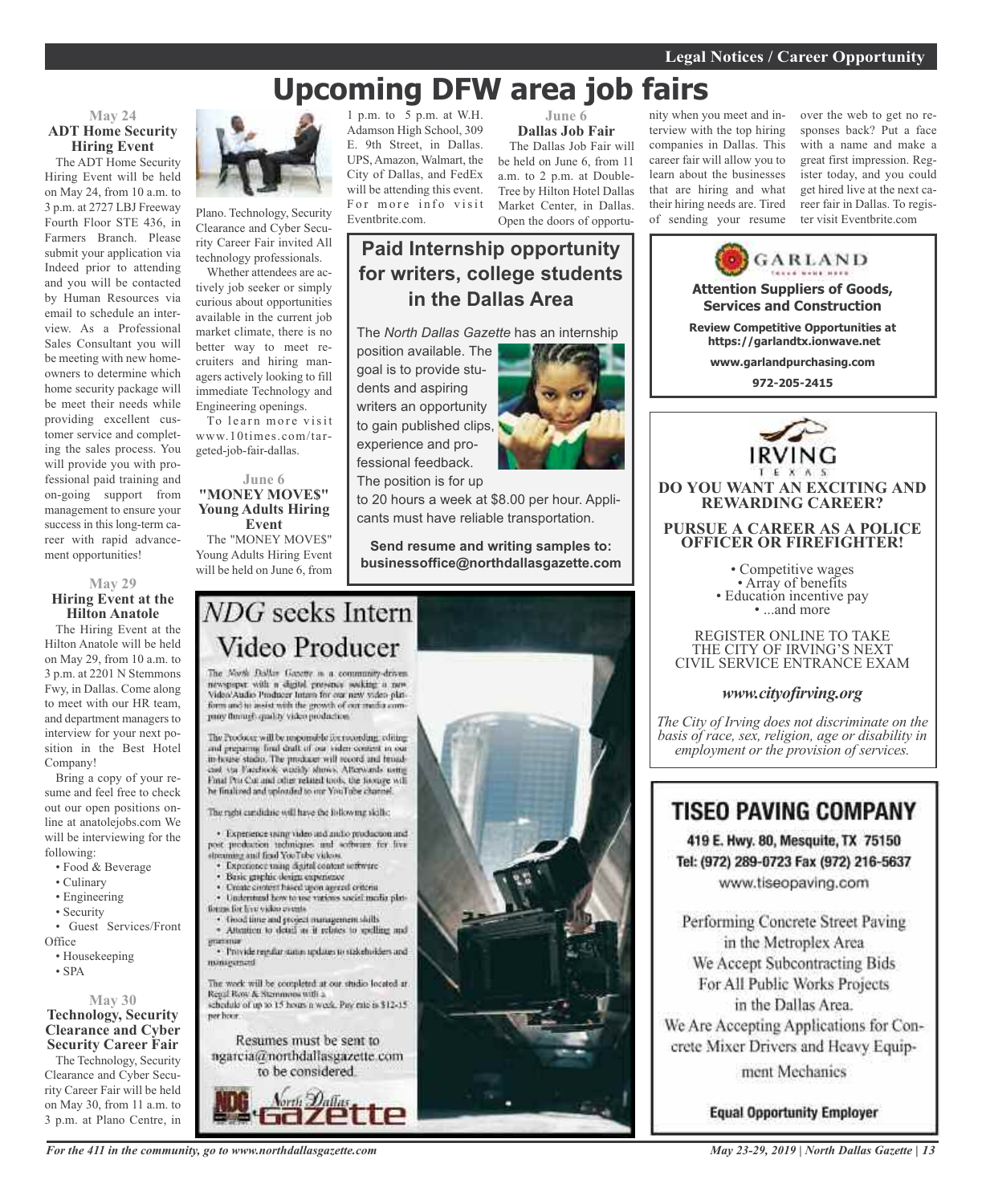# Upcoming DFW area job fairs

**May 24**

### ADT Home Security Hiring Event

The ADT Home Security Hiring Event will be held on May 24, from 10 a.m. to 3 p.m. at 2727 LBJ Freeway Fourth Floor STE 436, in Farmers Branch. Please submit your application via Indeed prior to attending and you will be contacted by Human Resources via email to schedule an interview. As a Professional Sales Consultant you will be meeting with new homeowners to determine which home security package will be meet their needs while providing excellent customer service and completing the sales process. You will provide you with professional paid training and on-going support from management to ensure your success in this long-term career with rapid advancement opportunities!

**May 29**

### Hiring Event at the Hilton Anatole

The Hiring Event at the Hilton Anatole will be held on May 29, from 10 a.m. to 3 p.m. at 2201 N Stemmons Fwy, in Dallas. Come along to meet with our HR team, and department managers to interview for your next position in the Best Hotel Company!

Bring a copy of your resume and feel free to check out our open positions online at anatolejobs.com We will be interviewing for the following:

- Food & Beverage
- Culinary
- Engineering
- Security
- Guest Services/Front Office
- Housekeeping
- SPA

**May 30**

### Technology, Security Clearance and Cyber Security Career Fair

The Technology, Security Clearance and Cyber Security Career Fair will be held on May 30, from 11 a.m. to 3 p.m. at Plano Centre, in Plano. Technology, Security Clearance and Cyber Security Career Fair invited All technology professionals.

Whether attendees are actively job seeker or simply curious about opportunities available in the current job market climate, there is no better way to meet recruiters and hiring managers actively looking to fill immediate Technology and Engineering openings.

To learn more visit www.10times.com/targeted-job-fair-dallas.

**June 6**

### "MONEY MOVE$" Young Adults Hiring Event

The "MONEY MOVE$" Young Adults Hiring Event will be held on June 6, from 1 p.m. to 5 p.m. at W.H. Adamson High School, 309 E. 9th Street, in Dallas. UPS, Amazon, Walmart, the City of Dallas, and FedEx will be attending this event. For more info visit Eventbrite.com.

**June 6**

### Dallas Job Fair

The Dallas Job Fair will be held on June 6, from 11 a.m. to 2 p.m. at DoubleTree by Hilton Hotel Dallas Market Center, in Dallas. Open the doors of opportunity when you meet and interview with the top hiring companies in Dallas. This career fair will allow you to learn about the businesses that are hiring and what their hiring needs are. Tired of sending your resume over the web to get no responses back? Put a face with a name and make a great first impression. Register today, and you could get hired live at the next career fair in Dallas. To register visit Eventbrite.com

---

## Paid Internship opportunity for writers, college students in the Dallas Area

The *North Dallas Gazette* has an internship position available. The goal is to provide students and aspiring writers an opportunity to gain published clips, experience and professional feedback. The position is for up to 20 hours a week at $8.00 per hour. Applicants must have reliable transportation.

**Send resume and writing samples to: businessoffice@northdallasgazette.com**

---

## *NDG* seeks Intern Video Producer

The North Dallas Gazette is a community-driven newspaper with a digital presence seeking a new Video/Audio Producer Intern for our new video platform and to assist with the growth of our media company through quality video production.

The Producer will be responsible for recording, editing and preparing final draft of our video content in our in-house studio. The producer will record and broadcast via Facebook weekly shows. Afterwards using Final Pro Cut and other related tools, the footage will be finalized and uploaded to our YouTube channel.

The right candidate will have the following skills:

- Experience using video and audio production and post production techniques and software for live streaming and final YouTube videos.
- Experience using digital content software
- Basic graphic design experience
- Create content based upon agreed criteria
- Understand how to use various social media platforms for live video events
- Good time and project management skills
- Attention to detail as it relates to spelling and grammar
- Provide regular status updates to stakeholders and management

The work will be completed at our studio located at Regal Row & Stemmons with a schedule of up to 15 hours a week. Pay rate is $12-15 per hour.

Resumes must be sent to ngarcia@northdallasgazette.com to be considered.

North Dallas Gazette

---

GARLAND

**Attention Suppliers of Goods, Services and Construction**

**Review Competitive Opportunities at https://garlandtx.ionwave.net**

**www.garlandpurchasing.com**

**972-205-2415**

---

IRVING TEXAS

**DO YOU WANT AN EXCITING AND REWARDING CAREER?**

**PURSUE A CAREER AS A POLICE OFFICER OR FIREFIGHTER!**

- Competitive wages
- Array of benefits
- Education incentive pay
- ...and more

REGISTER ONLINE TO TAKE THE CITY OF IRVING'S NEXT CIVIL SERVICE ENTRANCE EXAM

***www.cityofirving.org***

*The City of Irving does not discriminate on the basis of race, sex, religion, age or disability in employment or the provision of services.*

---

## TISEO PAVING COMPANY

419 E. Hwy. 80, Mesquite, TX 75150
Tel: (972) 289-0723 Fax (972) 216-5637
www.tiseopaving.com

Performing Concrete Street Paving in the Metroplex Area
We Accept Subcontracting Bids For All Public Works Projects in the Dallas Area.
We Are Accepting Applications for Concrete Mixer Drivers and Heavy Equipment Mechanics

**Equal Opportunity Employer**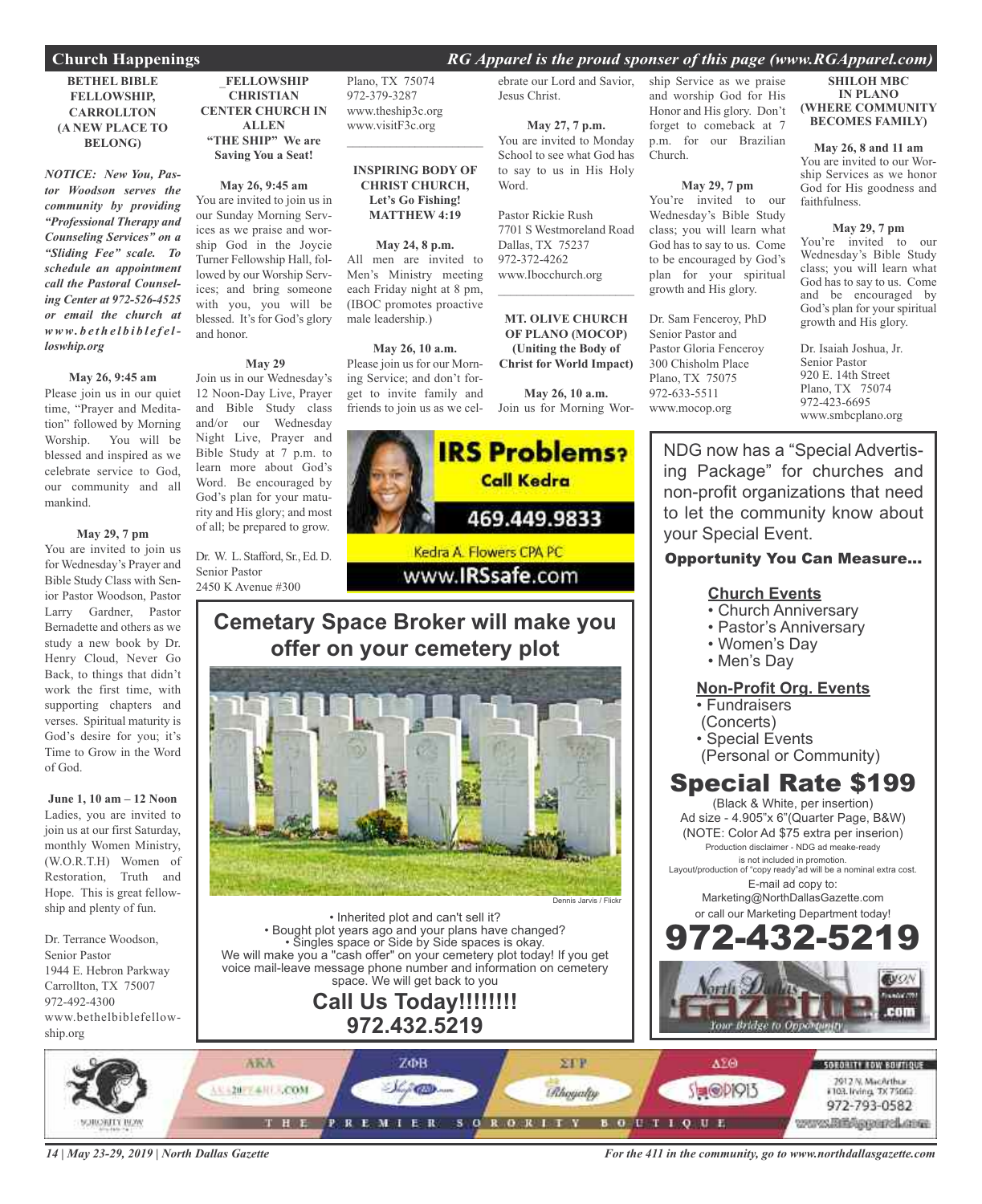## Church Happenings

*RG Apparel is the proud sponser of this page (www.RGApparel.com)*

### BETHEL BIBLE FELLOWSHIP, CARROLLTON (A NEW PLACE TO BELONG)

***NOTICE: New You, Pastor Woodson serves the community by providing "Professional Therapy and Counseling Services" on a "Sliding Fee" scale. To schedule an appointment call the Pastoral Counseling Center at 972-526-4525 or email the church at www.bethelbiblefelloswhip.org***

**May 26, 9:45 am**
Please join us in our quiet time, "Prayer and Meditation" followed by Morning Worship. You will be blessed and inspired as we celebrate service to God, our community and all mankind.

**May 29, 7 pm**
You are invited to join us for Wednesday's Prayer and Bible Study Class with Senior Pastor Woodson, Pastor Larry Gardner, Pastor Bernadette and others as we study a new book by Dr. Henry Cloud, Never Go Back, to things that didn't work the first time, with supporting chapters and verses. Spiritual maturity is God's desire for you; it's Time to Grow in the Word of God.

**June 1, 10 am – 12 Noon**
Ladies, you are invited to join us at our first Saturday, monthly Women Ministry, (W.O.R.T.H) Women of Restoration, Truth and Hope. This is great fellowship and plenty of fun.

Dr. Terrance Woodson,
Senior Pastor
1944 E. Hebron Parkway
Carrollton, TX 75007
972-492-4300
www.bethelbiblefellowship.org

### _FELLOWSHIP CHRISTIAN CENTER CHURCH IN ALLEN "THE SHIP" We are Saving You a Seat!

**May 26, 9:45 am**
You are invited to join us in our Sunday Morning Services as we praise and worship God in the Joycie Turner Fellowship Hall, followed by our Worship Services; and bring someone with you, you will be blessed. It's for God's glory and honor.

**May 29**
Join us in our Wednesday's 12 Noon-Day Live, Prayer and Bible Study class and/or our Wednesday Night Live, Prayer and Bible Study at 7 p.m. to learn more about God's Word. Be encouraged by God's plan for your maturity and His glory; and most of all; be prepared to grow.

Dr. W. L. Stafford, Sr., Ed. D.
Senior Pastor
2450 K Avenue #300
Plano, TX 75074
972-379-3287
www.theship3c.org
www.visitF3c.org

---

### INSPIRING BODY OF CHRIST CHURCH, Let's Go Fishing! MATTHEW 4:19

**May 24, 8 p.m.**
All men are invited to Men's Ministry meeting each Friday night at 8 pm, (IBOC promotes proactive male leadership.)

**May 26, 10 a.m.**
Please join us for our Morning Service; and don't forget to invite family and friends to join us as we celebrate our Lord and Savior, Jesus Christ.

**May 27, 7 p.m.**
You are invited to Monday School to see what God has to say to us in His Holy Word.

Pastor Rickie Rush
7701 S Westmoreland Road
Dallas, TX 75237
972-372-4262
www.Ibocchurch.org

---

### MT. OLIVE CHURCH OF PLANO (MOCOP) (Uniting the Body of Christ for World Impact)

**May 26, 10 a.m.**
Join us for Morning Worship Service as we praise and worship God for His Honor and His glory. Don't forget to comeback at 7 p.m. for our Brazilian Church.

**May 29, 7 pm**
You're invited to our Wednesday's Bible Study class; you will learn what God has to say to us. Come to be encouraged by God's plan for your spiritual growth and His glory.

Dr. Sam Fenceroy, PhD
Senior Pastor and
Pastor Gloria Fenceroy
300 Chisholm Place
Plano, TX 75075
972-633-5511
www.mocop.org

### SHILOH MBC IN PLANO (WHERE COMMUNITY BECOMES FAMILY)

**May 26, 8 and 11 am**
You are invited to our Worship Services as we honor God for His goodness and faithfulness.

**May 29, 7 pm**
You're invited to our Wednesday's Bible Study class; you will learn what God has to say to us. Come and be encouraged by God's plan for your spiritual growth and His glory.

Dr. Isaiah Joshua, Jr.
Senior Pastor
920 E. 14th Street
Plano, TX 75074
972-423-6695
www.smbcplano.org

---

**IRS Problems? Call Kedra**
**469.449.9833**
Kedra A. Flowers CPA PC
www.IRSsafe.com

---

## Cemetary Space Broker will make you offer on your cemetery plot

Dennis Jarvis / Flickr

- Inherited plot and can't sell it?
- Bought plot years ago and your plans have changed?
- Singles space or Side by Side spaces is okay.

We will make you a "cash offer" on your cemetery plot today! If you get voice mail-leave message phone number and information on cemetery space. We will get back to you

**Call Us Today!!!!!!!!**
**972.432.5219**

---

NDG now has a "Special Advertising Package" for churches and non-profit organizations that need to let the community know about your Special Event.

**Opportunity You Can Measure...**

**Church Events**
- Church Anniversary
- Pastor's Anniversary
- Women's Day
- Men's Day

**Non-Profit Org. Events**
- Fundraisers (Concerts)
- Special Events (Personal or Community)

## Special Rate $199

(Black & White, per insertion)
Ad size - 4.905"x 6"(Quarter Page, B&W)
(NOTE: Color Ad $75 extra per inserion)
Production disclaimer - NDG ad meake-ready is not included in promotion.
Layout/production of "copy ready"ad will be a nominal extra cost.
E-mail ad copy to:
Marketing@NorthDallasGazette.com
or call our Marketing Department today!

**972-432-5219**

North Dallas Gazette .com — Your Bridge to Opportunity

---

SORORITY ROW BOUTIQUE — THE PREMIER SORORITY BOUTIQUE
2912 N. MacArthur #103, Irving, TX 75062
972-793-0582
www.RGApparel.com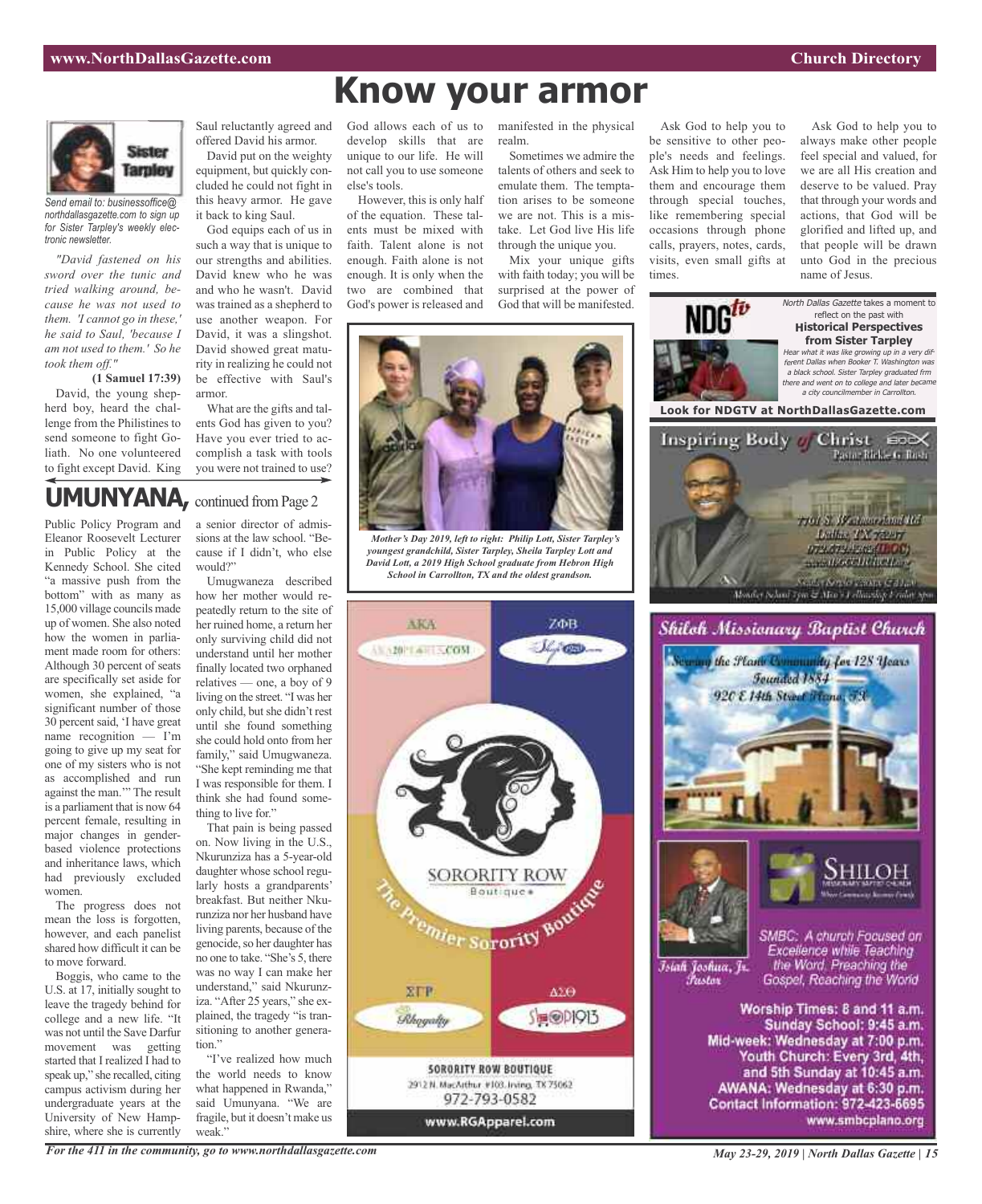# Know your armor

Send email to: businessoffice@northdallasgazette.com to sign up for Sister Tarpley's weekly electronic newsletter.

*"David fastened on his sword over the tunic and tried walking around, because he was not used to them. 'I cannot go in these,' he said to Saul, 'because I am not used to them.' So he took them off."*

**(1 Samuel 17:39)**

David, the young shepherd boy, heard the challenge from the Philistines to send someone to fight Goliath. No one volunteered to fight except David. King Saul reluctantly agreed and offered David his armor.

David put on the weighty equipment, but quickly concluded he could not fight in this heavy armor. He gave it back to king Saul.

God equips each of us in such a way that is unique to our strengths and abilities. David knew who he was and who he wasn't. David was trained as a shepherd to use another weapon. For David, it was a slingshot. David showed great maturity in realizing he could not be effective with Saul's armor.

What are the gifts and talents God has given to you? Have you ever tried to accomplish a task with tools you were not trained to use? God allows each of us to develop skills that are unique to our life. He will not call you to use someone else's tools.

However, this is only half of the equation. These talents must be mixed with faith. Talent alone is not enough. Faith alone is not enough. It is only when the two are combined that God's power is released and manifested in the physical realm.

Sometimes we admire the talents of others and seek to emulate them. The temptation arises to be someone we are not. This is a mistake. Let God live His life through the unique you.

Mix your unique gifts with faith today; you will be surprised at the power of God that will be manifested.

Ask God to help you to be sensitive to other people's needs and feelings. Ask Him to help you to love them and encourage them through special touches, like remembering special occasions through phone calls, prayers, notes, cards, visits, even small gifts at times.

Ask God to help you to always make other people feel special and valued, for we are all His creation and deserve to be valued. Pray that through your words and actions, that God will be glorified and lifted up, and that people will be drawn unto God in the precious name of Jesus.

*Mother's Day 2019, left to right: Philip Lott, Sister Tarpley's youngest grandchild, Sister Tarpley, Sheila Tarpley Lott and David Lott, a 2019 High School graduate from Hebron High School in Carrollton, TX and the oldest grandson.*

## UMUNYANA, continued from Page 2

Public Policy Program and Eleanor Roosevelt Lecturer in Public Policy at the Kennedy School. She cited "a massive push from the bottom" with as many as 15,000 village councils made up of women. She also noted how the women in parliament made room for others: Although 30 percent of seats are specifically set aside for women, she explained, "a significant number of those 30 percent said, 'I have great name recognition — I'm going to give up my seat for one of my sisters who is not as accomplished and run against the man.'" The result is a parliament that is now 64 percent female, resulting in major changes in gender-based violence protections and inheritance laws, which had previously excluded women.

The progress does not mean the loss is forgotten, however, and each panelist shared how difficult it can be to move forward.

Boggis, who came to the U.S. at 17, initially sought to leave the tragedy behind for college and a new life. "It was not until the Save Darfur movement was getting started that I realized I had to speak up," she recalled, citing campus activism during her undergraduate years at the University of New Hampshire, where she is currently a senior director of admissions at the law school. "Because if I didn't, who else would?"

Umugwaneza described how her mother would repeatedly return to the site of her ruined home, a return her only surviving child did not understand until her mother finally located two orphaned relatives — one, a boy of 9 living on the street. "I was her only child, but she didn't rest until she found something she could hold onto from her family," said Umugwaneza. "She kept reminding me that I was responsible for them. I think she had found something to live for."

That pain is being passed on. Now living in the U.S., Nkurunziza has a 5-year-old daughter whose school regularly hosts a grandparents' breakfast. But neither Nkurunziza nor her husband have living parents, because of the genocide, so her daughter has no one to take. "She's 5, there was no way I can make her understand," said Nkurunziza. "After 25 years," she explained, the tragedy "is transitioning to another generation."

"I've realized how much the world needs to know what happened in Rwanda," said Umunyana. "We are fragile, but it doesn't make us weak."

---

**NDGtv**

*North Dallas Gazette* takes a moment to reflect on the past with **Historical Perspectives from Sister Tarpley**

*Hear what it was like growing up in a very different Dallas when Booker T. Washington was a black school. Sister Tarpley graduated frm there and went on to college and later became a city councilmember in Carrollton.*

**Look for NDGTV at NorthDallasGazette.com**

---

**Inspiring Body of Christ**

Pastor Rickie G. Rush

7701 S. Westmoreland Rd
Dallas, TX 75237
972-372-4262 (IBOC)
www.ibocchurch.org

---

**SORORITY ROW Boutique**

*The Premier Sorority Boutique*

AKA · ZΦB · ΣΓΡ · ΔΣΘ

SORORITY ROW BOUTIQUE
2912 N. MacArthur #103, Irving, TX 75062
972-793-0582
www.RGApparel.com

---

## Shiloh Missionary Baptist Church

*Serving the Plano Community for 128 Years*
*Founded 1884*
*920 E 14th Street Plano, TX*

**SHILOH** Missionary Baptist Church

*Isiah Joshua, Jr. Pastor*

SMBC: A church Focused on Excellence while Teaching the Word, Preaching the Gospel, Reaching the World

**Worship Times: 8 and 11 a.m.**
**Sunday School: 9:45 a.m.**
**Mid-week: Wednesday at 7:00 p.m.**
**Youth Church: Every 3rd, 4th, and 5th Sunday at 10:45 a.m.**
**AWANA: Wednesday at 6:30 p.m.**
**Contact Information: 972-423-6695**
**www.smbcplano.org**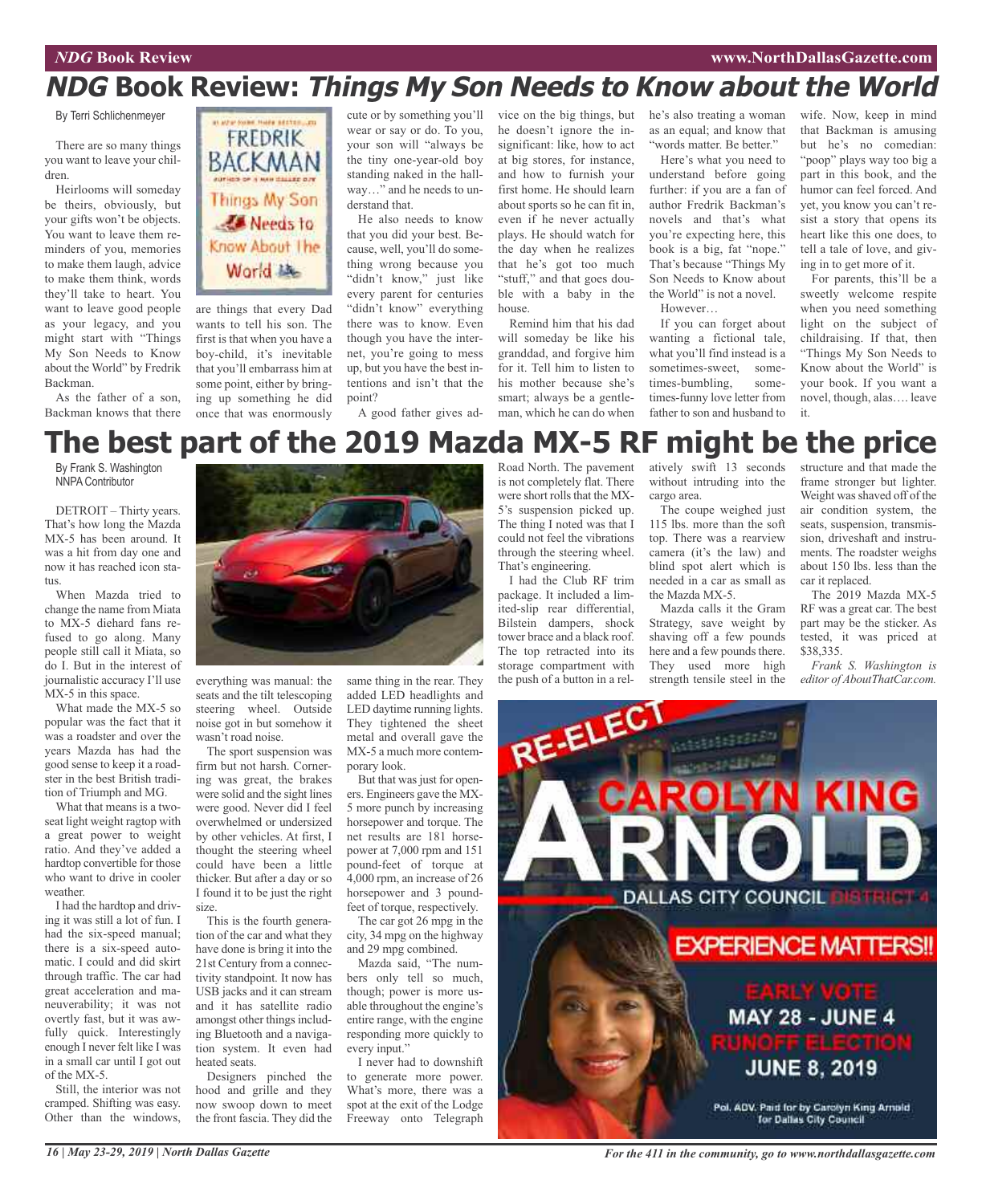# *NDG* Book Review: *Things My Son Needs to Know about the World*

By Terri Schlichenmeyer

There are so many things you want to leave your children.

Heirlooms will someday be theirs, obviously, but your gifts won't be objects. You want to leave them reminders of you, memories to make them laugh, advice to make them think, words they'll take to heart. You want to leave good people as your legacy, and you might start with "Things My Son Needs to Know about the World" by Fredrik Backman.

As the father of a son, Backman knows that there are things that every Dad wants to tell his son. The first is that when you have a boy-child, it's inevitable that you'll embarrass him at some point, either by bringing up something he did once that was enormously cute or by something you'll wear or say or do. To you, your son will "always be the tiny one-year-old boy standing naked in the hallway…" and he needs to understand that.

He also needs to know that you did your best. Because, well, you'll do something wrong because you "didn't know," just like every parent for centuries "didn't know" everything there was to know. Even though you have the internet, you're going to mess up, but you have the best intentions and isn't that the point?

A good father gives advice on the big things, but he doesn't ignore the insignificant: like, how to act at big stores, for instance, and how to furnish your first home. He should learn about sports so he can fit in, even if he never actually plays. He should watch for the day when he realizes that he's got too much "stuff," and that goes double with a baby in the house.

Remind him that his dad will someday be like his granddad, and forgive him for it. Tell him to listen to his mother because she's smart; always be a gentleman, which he can do when he's also treating a woman as an equal; and know that "words matter. Be better."

Here's what you need to understand before going further: if you are a fan of author Fredrik Backman's novels and that's what you're expecting here, this book is a big, fat "nope." That's because "Things My Son Needs to Know about the World" is not a novel.

However…

If you can forget about wanting a fictional tale, what you'll find instead is a sometimes-sweet, sometimes-bumbling, sometimes-funny love letter from father to son and husband to wife. Now, keep in mind that Backman is amusing but he's no comedian: "poop" plays way too big a part in this book, and the humor can feel forced. And yet, you know you can't resist a story that opens its heart like this one does, to tell a tale of love, and giving in to get more of it.

For parents, this'll be a sweetly welcome respite when you need something light on the subject of childraising. If that, then "Things My Son Needs to Know about the World" is your book. If you want a novel, though, alas…. leave it.

# The best part of the 2019 Mazda MX-5 RF might be the price

By Frank S. Washington
NNPA Contributor

DETROIT – Thirty years. That's how long the Mazda MX-5 has been around. It was a hit from day one and now it has reached icon status.

When Mazda tried to change the name from Miata to MX-5 diehard fans refused to go along. Many people still call it Miata, so do I. But in the interest of journalistic accuracy I'll use MX-5 in this space.

What made the MX-5 so popular was the fact that it was a roadster and over the years Mazda has had the good sense to keep it a roadster in the best British tradition of Triumph and MG.

What that means is a two-seat light weight ragtop with a great power to weight ratio. And they've added a hardtop convertible for those who want to drive in cooler weather.

I had the hardtop and driving it was still a lot of fun. I had the six-speed manual; there is a six-speed automatic. I could and did skirt through traffic. The car had great acceleration and maneuverability; it was not overtly fast, but it was awfully quick. Interestingly enough I never felt like I was in a small car until I got out of the MX-5.

Still, the interior was not cramped. Shifting was easy. Other than the windows, everything was manual: the seats and the tilt telescoping steering wheel. Outside noise got in but somehow it wasn't road noise.

The sport suspension was firm but not harsh. Cornering was great, the brakes were solid and the sight lines were good. Never did I feel overwhelmed or undersized by other vehicles. At first, I thought the steering wheel could have been a little thicker. But after a day or so I found it to be just the right size.

This is the fourth generation of the car and what they have done is bring it into the 21st Century from a connectivity standpoint. It now has USB jacks and it can stream and it has satellite radio amongst other things including Bluetooth and a navigation system. It even had heated seats.

Designers pinched the hood and grille and they now swoop down to meet the front fascia. They did the same thing in the rear. They added LED headlights and LED daytime running lights. They tightened the sheet metal and overall gave the MX-5 a much more contemporary look.

But that was just for openers. Engineers gave the MX-5 more punch by increasing horsepower and torque. The net results are 181 horsepower at 7,000 rpm and 151 pound-feet of torque at 4,000 rpm, an increase of 26 horsepower and 3 pound-feet of torque, respectively.

The car got 26 mpg in the city, 34 mpg on the highway and 29 mpg combined.

Mazda said, "The numbers only tell so much, though; power is more usable throughout the engine's entire range, with the engine responding more quickly to every input."

I never had to downshift to generate more power. What's more, there was a spot at the exit of the Lodge Freeway onto Telegraph Road North. The pavement is not completely flat. There were short rolls that the MX-5's suspension picked up. The thing I noted was that I could not feel the vibrations through the steering wheel. That's engineering.

I had the Club RF trim package. It included a limited-slip rear differential, Bilstein dampers, shock tower brace and a black roof. The top retracted into its storage compartment with the push of a button in a relatively swift 13 seconds without intruding into the cargo area.

The coupe weighed just 115 lbs. more than the soft top. There was a rearview camera (it's the law) and blind spot alert which is needed in a car as small as the Mazda MX-5.

Mazda calls it the Gram Strategy, save weight by shaving off a few pounds here and a few pounds there. They used more high strength tensile steel in the structure and that made the frame stronger but lighter. Weight was shaved off of the air condition system, the seats, suspension, transmission, driveshaft and instruments. The roadster weighs about 150 lbs. less than the car it replaced.

The 2019 Mazda MX-5 RF was a great car. The best part may be the sticker. As tested, it was priced at $38,335.

*Frank S. Washington is editor of AboutThatCar.com.*

RE-ELECT CAROLYN KING ARNOLD
DALLAS CITY COUNCIL DISTRICT 4
EXPERIENCE MATTERS!!
EARLY VOTE MAY 28 - JUNE 4
RUNOFF ELECTION JUNE 8, 2019
Pol. ADV. Paid for by Carolyn King Arnold for Dallas City Council